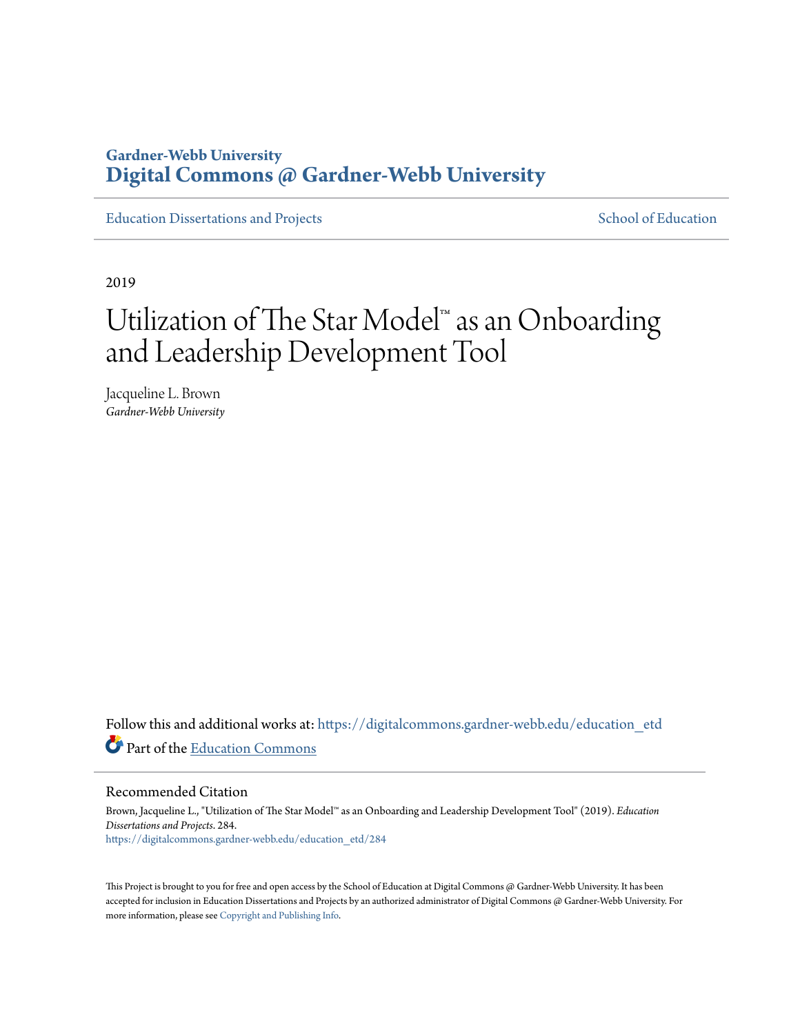Gardner-Webb University
**Digital Commons @ Gardner-Webb University**

Education Dissertations and Projects — School of Education

2019

# Utilization of The Star Model™ as an Onboarding and Leadership Development Tool

Jacqueline L. Brown
*Gardner-Webb University*

Follow this and additional works at: https://digitalcommons.gardner-webb.edu/education_etd

Part of the Education Commons

## Recommended Citation

Brown, Jacqueline L., "Utilization of The Star Model™ as an Onboarding and Leadership Development Tool" (2019). *Education Dissertations and Projects*. 284.
https://digitalcommons.gardner-webb.edu/education_etd/284

This Project is brought to you for free and open access by the School of Education at Digital Commons @ Gardner-Webb University. It has been accepted for inclusion in Education Dissertations and Projects by an authorized administrator of Digital Commons @ Gardner-Webb University. For more information, please see Copyright and Publishing Info.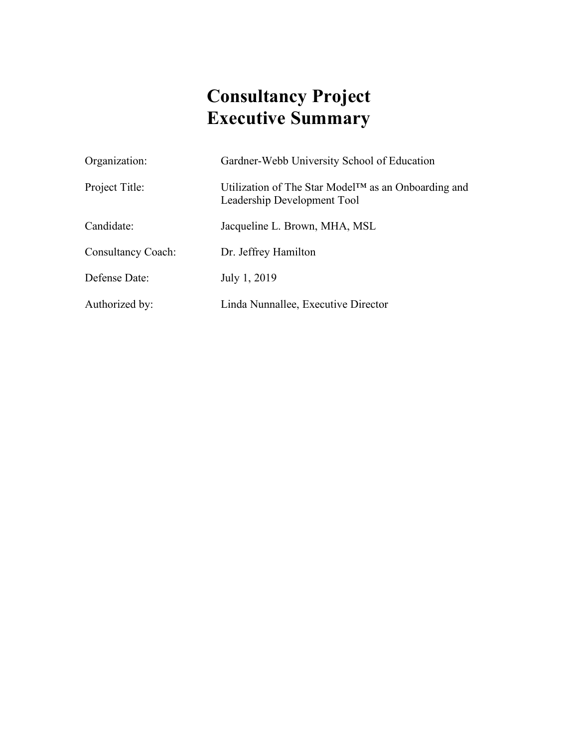# Consultancy Project Executive Summary

| | |
|---|---|
| Organization: | Gardner-Webb University School of Education |
| Project Title: | Utilization of The Star Model™ as an Onboarding and Leadership Development Tool |
| Candidate: | Jacqueline L. Brown, MHA, MSL |
| Consultancy Coach: | Dr. Jeffrey Hamilton |
| Defense Date: | July 1, 2019 |
| Authorized by: | Linda Nunnallee, Executive Director |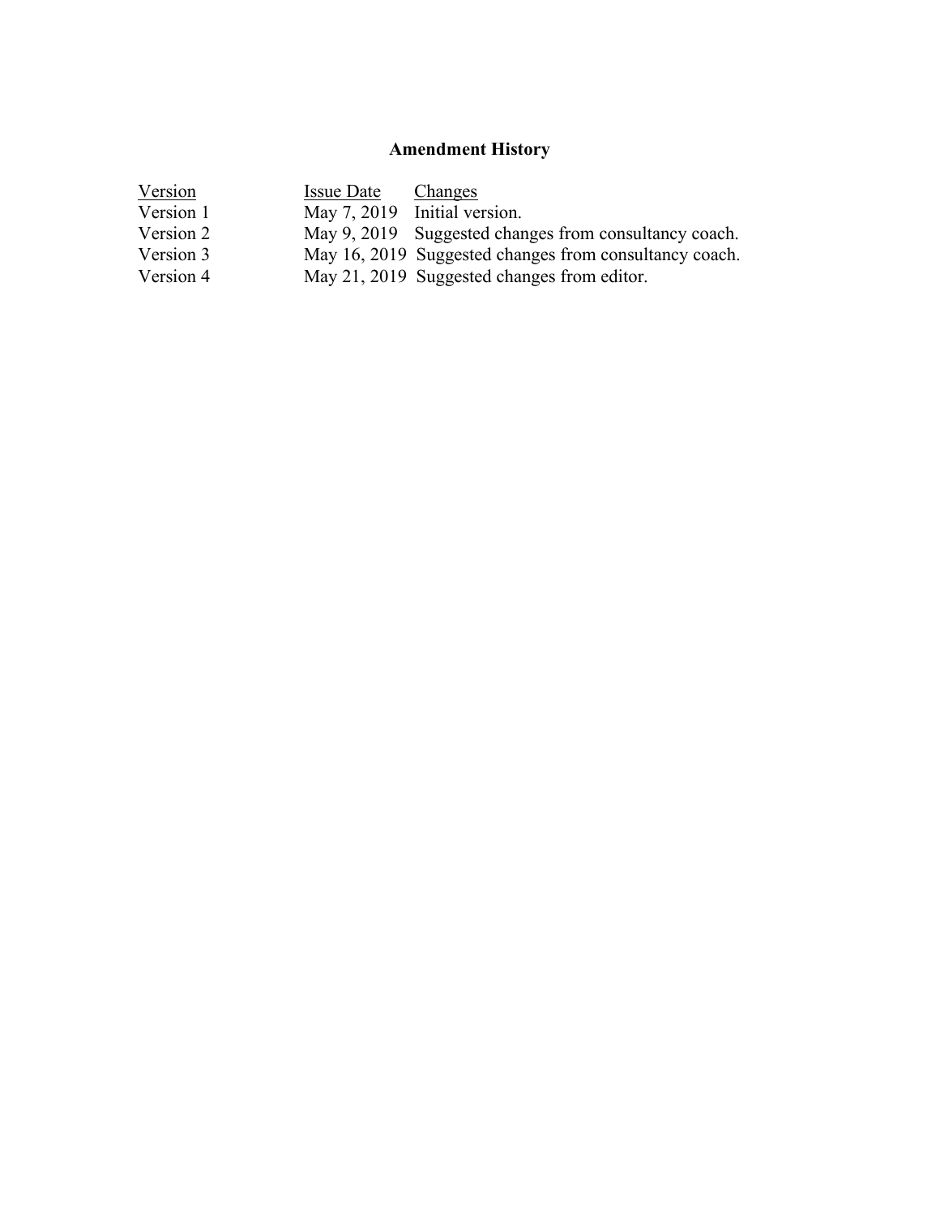## Amendment History

| Version | Issue Date | Changes |
|---|---|---|
| Version 1 | May 7, 2019 | Initial version. |
| Version 2 | May 9, 2019 | Suggested changes from consultancy coach. |
| Version 3 | May 16, 2019 | Suggested changes from consultancy coach. |
| Version 4 | May 21, 2019 | Suggested changes from editor. |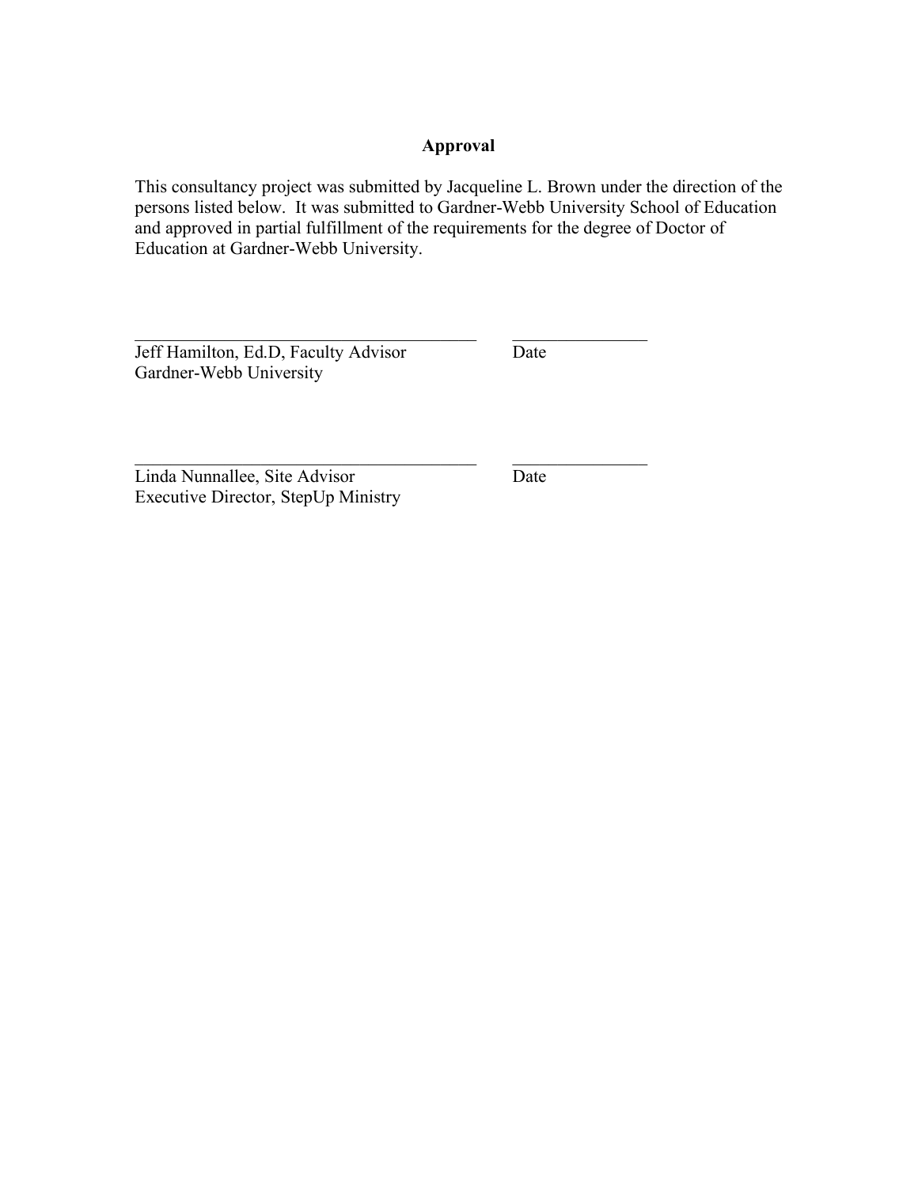## Approval

This consultancy project was submitted by Jacqueline L. Brown under the direction of the persons listed below. It was submitted to Gardner-Webb University School of Education and approved in partial fulfillment of the requirements for the degree of Doctor of Education at Gardner-Webb University.

\_\_\_\_\_\_\_\_\_\_\_\_\_\_\_\_\_\_\_\_\_\_\_\_\_\_\_\_\_\_\_\_\_\_\_\_\_\_ \_\_\_\_\_\_\_\_\_\_\_\_\_\_\_
Jeff Hamilton, Ed.D, Faculty Advisor Date
Gardner-Webb University

\_\_\_\_\_\_\_\_\_\_\_\_\_\_\_\_\_\_\_\_\_\_\_\_\_\_\_\_\_\_\_\_\_\_\_\_\_\_ \_\_\_\_\_\_\_\_\_\_\_\_\_\_\_
Linda Nunnallee, Site Advisor Date
Executive Director, StepUp Ministry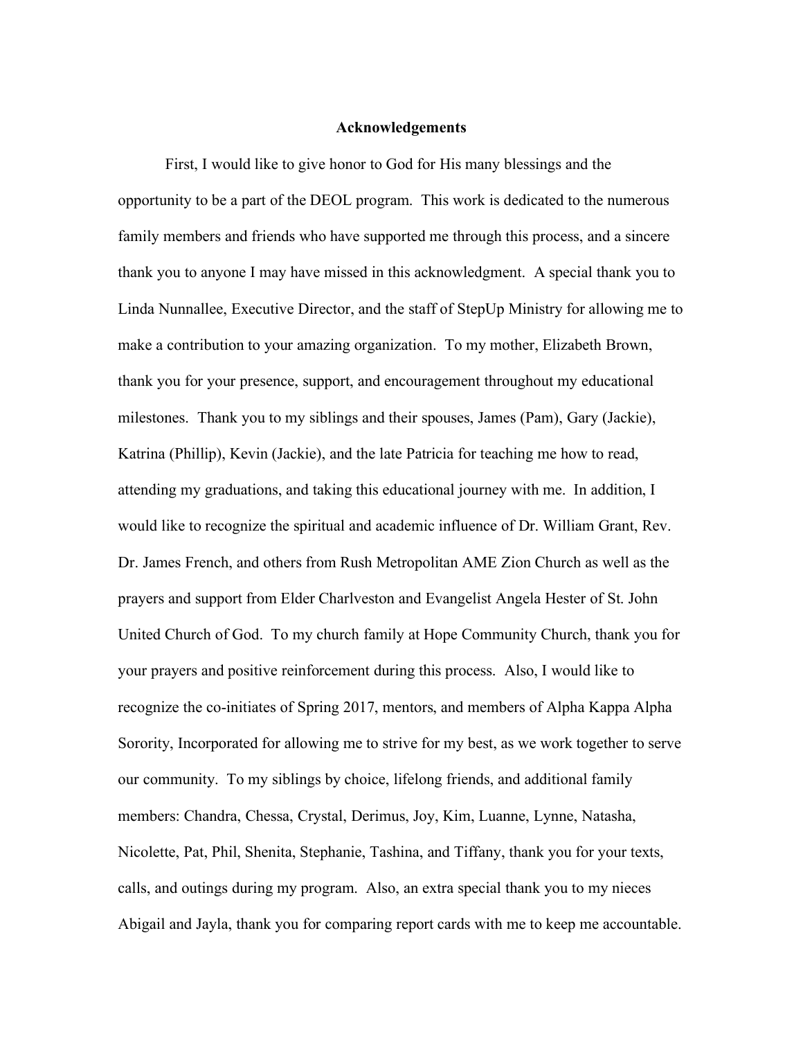## Acknowledgements

First, I would like to give honor to God for His many blessings and the opportunity to be a part of the DEOL program. This work is dedicated to the numerous family members and friends who have supported me through this process, and a sincere thank you to anyone I may have missed in this acknowledgment. A special thank you to Linda Nunnallee, Executive Director, and the staff of StepUp Ministry for allowing me to make a contribution to your amazing organization. To my mother, Elizabeth Brown, thank you for your presence, support, and encouragement throughout my educational milestones. Thank you to my siblings and their spouses, James (Pam), Gary (Jackie), Katrina (Phillip), Kevin (Jackie), and the late Patricia for teaching me how to read, attending my graduations, and taking this educational journey with me. In addition, I would like to recognize the spiritual and academic influence of Dr. William Grant, Rev. Dr. James French, and others from Rush Metropolitan AME Zion Church as well as the prayers and support from Elder Charlveston and Evangelist Angela Hester of St. John United Church of God. To my church family at Hope Community Church, thank you for your prayers and positive reinforcement during this process. Also, I would like to recognize the co-initiates of Spring 2017, mentors, and members of Alpha Kappa Alpha Sorority, Incorporated for allowing me to strive for my best, as we work together to serve our community. To my siblings by choice, lifelong friends, and additional family members: Chandra, Chessa, Crystal, Derimus, Joy, Kim, Luanne, Lynne, Natasha, Nicolette, Pat, Phil, Shenita, Stephanie, Tashina, and Tiffany, thank you for your texts, calls, and outings during my program. Also, an extra special thank you to my nieces Abigail and Jayla, thank you for comparing report cards with me to keep me accountable.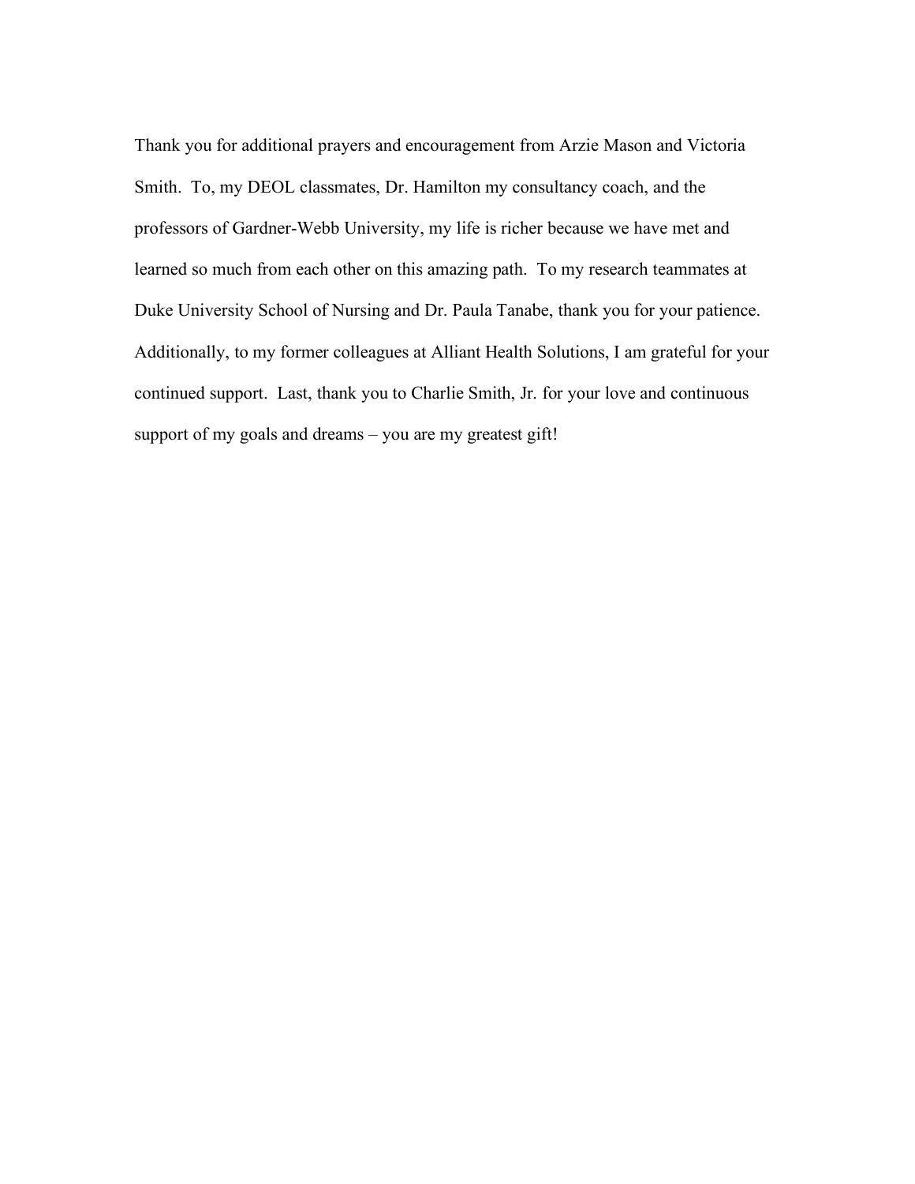Thank you for additional prayers and encouragement from Arzie Mason and Victoria Smith. To, my DEOL classmates, Dr. Hamilton my consultancy coach, and the professors of Gardner-Webb University, my life is richer because we have met and learned so much from each other on this amazing path. To my research teammates at Duke University School of Nursing and Dr. Paula Tanabe, thank you for your patience. Additionally, to my former colleagues at Alliant Health Solutions, I am grateful for your continued support. Last, thank you to Charlie Smith, Jr. for your love and continuous support of my goals and dreams – you are my greatest gift!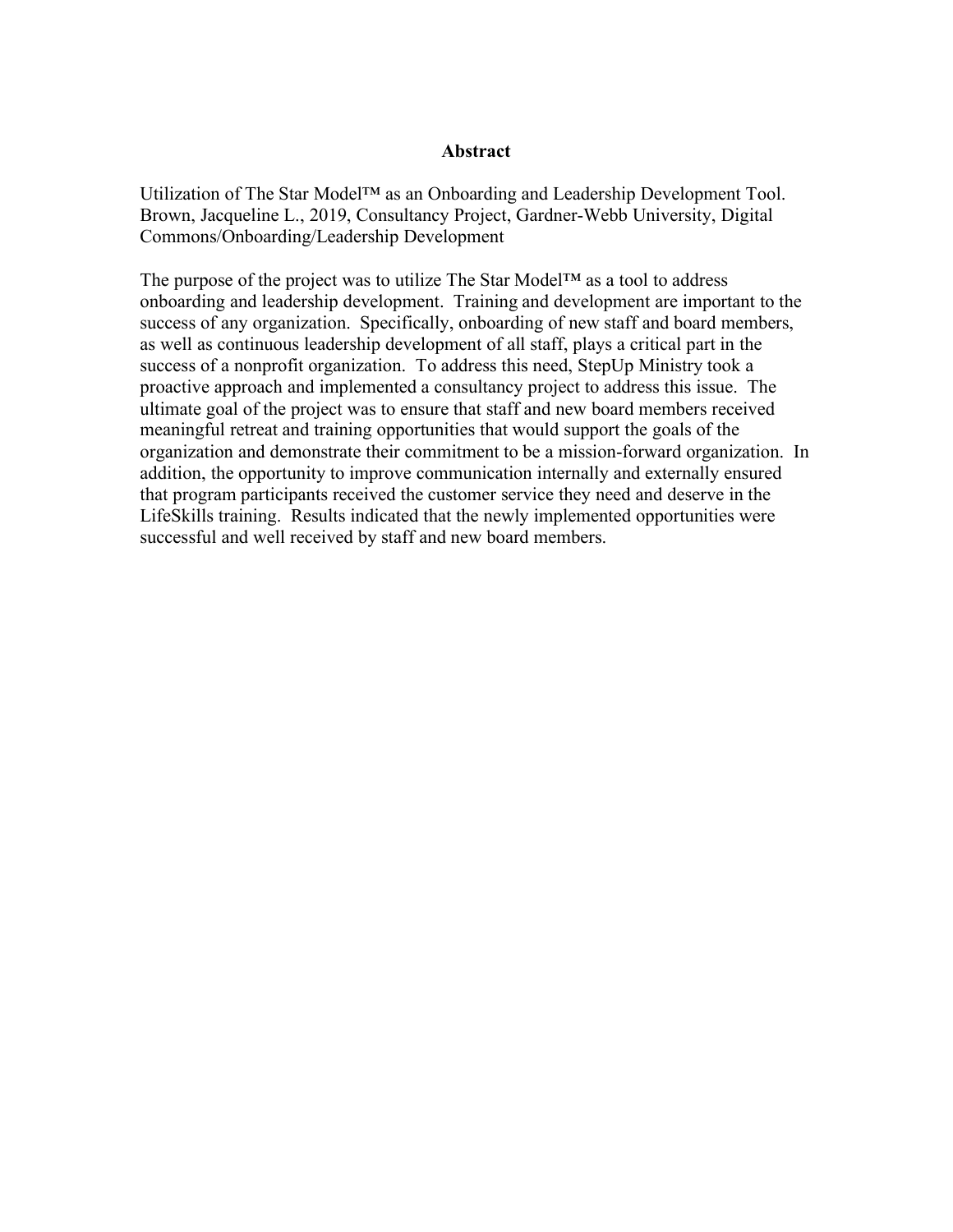**Abstract**

Utilization of The Star Model™ as an Onboarding and Leadership Development Tool. Brown, Jacqueline L., 2019, Consultancy Project, Gardner-Webb University, Digital Commons/Onboarding/Leadership Development

The purpose of the project was to utilize The Star Model™ as a tool to address onboarding and leadership development. Training and development are important to the success of any organization. Specifically, onboarding of new staff and board members, as well as continuous leadership development of all staff, plays a critical part in the success of a nonprofit organization. To address this need, StepUp Ministry took a proactive approach and implemented a consultancy project to address this issue. The ultimate goal of the project was to ensure that staff and new board members received meaningful retreat and training opportunities that would support the goals of the organization and demonstrate their commitment to be a mission-forward organization. In addition, the opportunity to improve communication internally and externally ensured that program participants received the customer service they need and deserve in the LifeSkills training. Results indicated that the newly implemented opportunities were successful and well received by staff and new board members.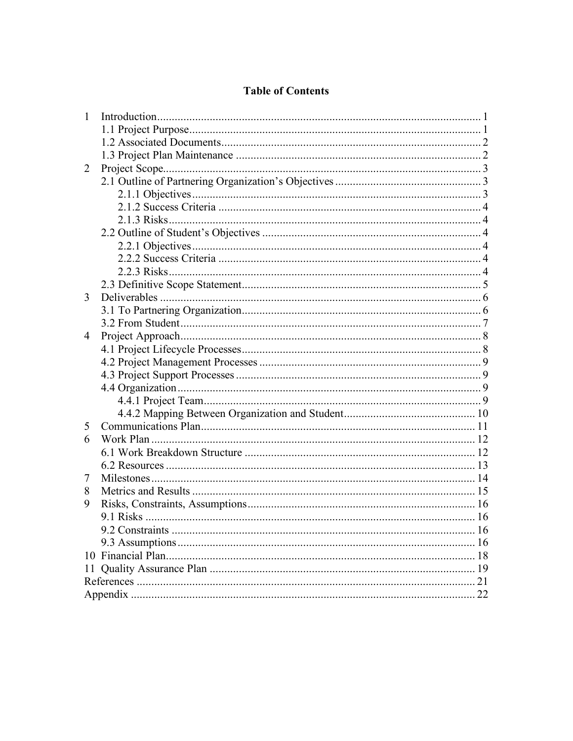# Table of Contents

1 Introduction ..... 1
   1.1 Project Purpose ..... 1
   1.2 Associated Documents ..... 2
   1.3 Project Plan Maintenance ..... 2
2 Project Scope ..... 3
   2.1 Outline of Partnering Organization's Objectives ..... 3
      2.1.1 Objectives ..... 3
      2.1.2 Success Criteria ..... 4
      2.1.3 Risks ..... 4
   2.2 Outline of Student's Objectives ..... 4
      2.2.1 Objectives ..... 4
      2.2.2 Success Criteria ..... 4
      2.2.3 Risks ..... 4
   2.3 Definitive Scope Statement ..... 5
3 Deliverables ..... 6
   3.1 To Partnering Organization ..... 6
   3.2 From Student ..... 7
4 Project Approach ..... 8
   4.1 Project Lifecycle Processes ..... 8
   4.2 Project Management Processes ..... 9
   4.3 Project Support Processes ..... 9
   4.4 Organization ..... 9
      4.4.1 Project Team ..... 9
      4.4.2 Mapping Between Organization and Student ..... 10
5 Communications Plan ..... 11
6 Work Plan ..... 12
   6.1 Work Breakdown Structure ..... 12
   6.2 Resources ..... 13
7 Milestones ..... 14
8 Metrics and Results ..... 15
9 Risks, Constraints, Assumptions ..... 16
   9.1 Risks ..... 16
   9.2 Constraints ..... 16
   9.3 Assumptions ..... 16
10 Financial Plan ..... 18
11 Quality Assurance Plan ..... 19
References ..... 21
Appendix ..... 22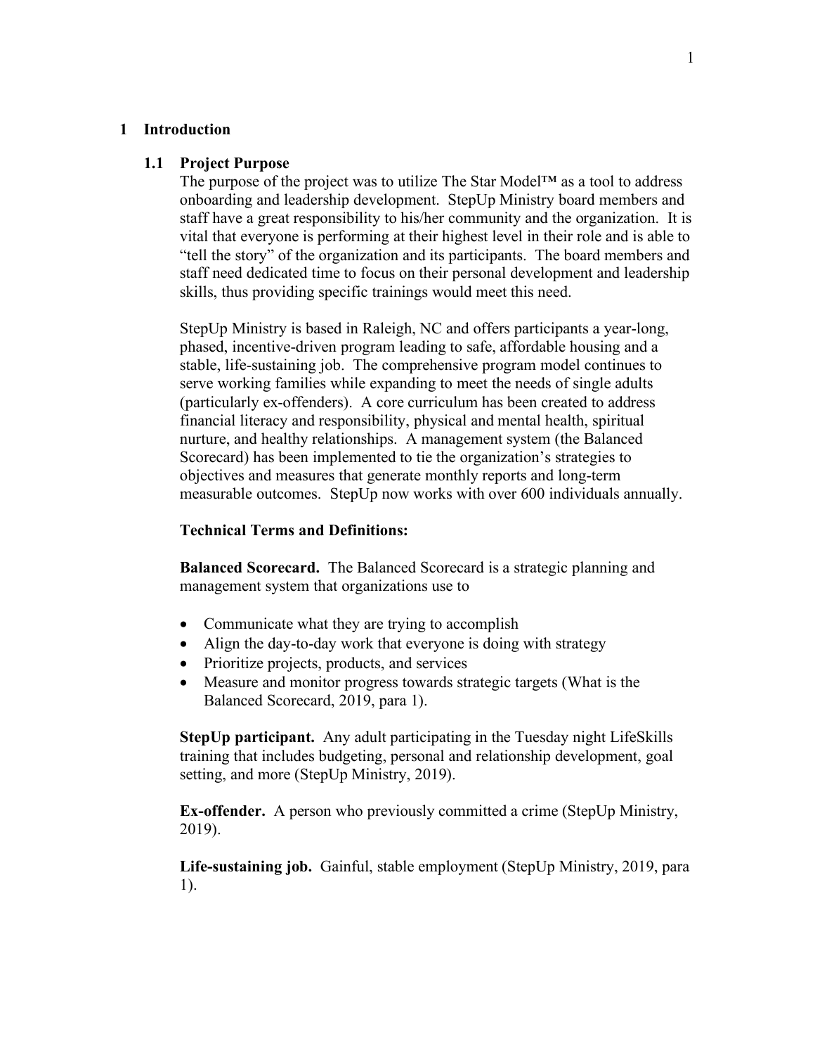# 1 Introduction

## 1.1 Project Purpose

The purpose of the project was to utilize The Star Model™ as a tool to address onboarding and leadership development. StepUp Ministry board members and staff have a great responsibility to his/her community and the organization. It is vital that everyone is performing at their highest level in their role and is able to "tell the story" of the organization and its participants. The board members and staff need dedicated time to focus on their personal development and leadership skills, thus providing specific trainings would meet this need.

StepUp Ministry is based in Raleigh, NC and offers participants a year-long, phased, incentive-driven program leading to safe, affordable housing and a stable, life-sustaining job. The comprehensive program model continues to serve working families while expanding to meet the needs of single adults (particularly ex-offenders). A core curriculum has been created to address financial literacy and responsibility, physical and mental health, spiritual nurture, and healthy relationships. A management system (the Balanced Scorecard) has been implemented to tie the organization's strategies to objectives and measures that generate monthly reports and long-term measurable outcomes. StepUp now works with over 600 individuals annually.

**Technical Terms and Definitions:**

**Balanced Scorecard.** The Balanced Scorecard is a strategic planning and management system that organizations use to

- Communicate what they are trying to accomplish
- Align the day-to-day work that everyone is doing with strategy
- Prioritize projects, products, and services
- Measure and monitor progress towards strategic targets (What is the Balanced Scorecard, 2019, para 1).

**StepUp participant.** Any adult participating in the Tuesday night LifeSkills training that includes budgeting, personal and relationship development, goal setting, and more (StepUp Ministry, 2019).

**Ex-offender.** A person who previously committed a crime (StepUp Ministry, 2019).

**Life-sustaining job.** Gainful, stable employment (StepUp Ministry, 2019, para 1).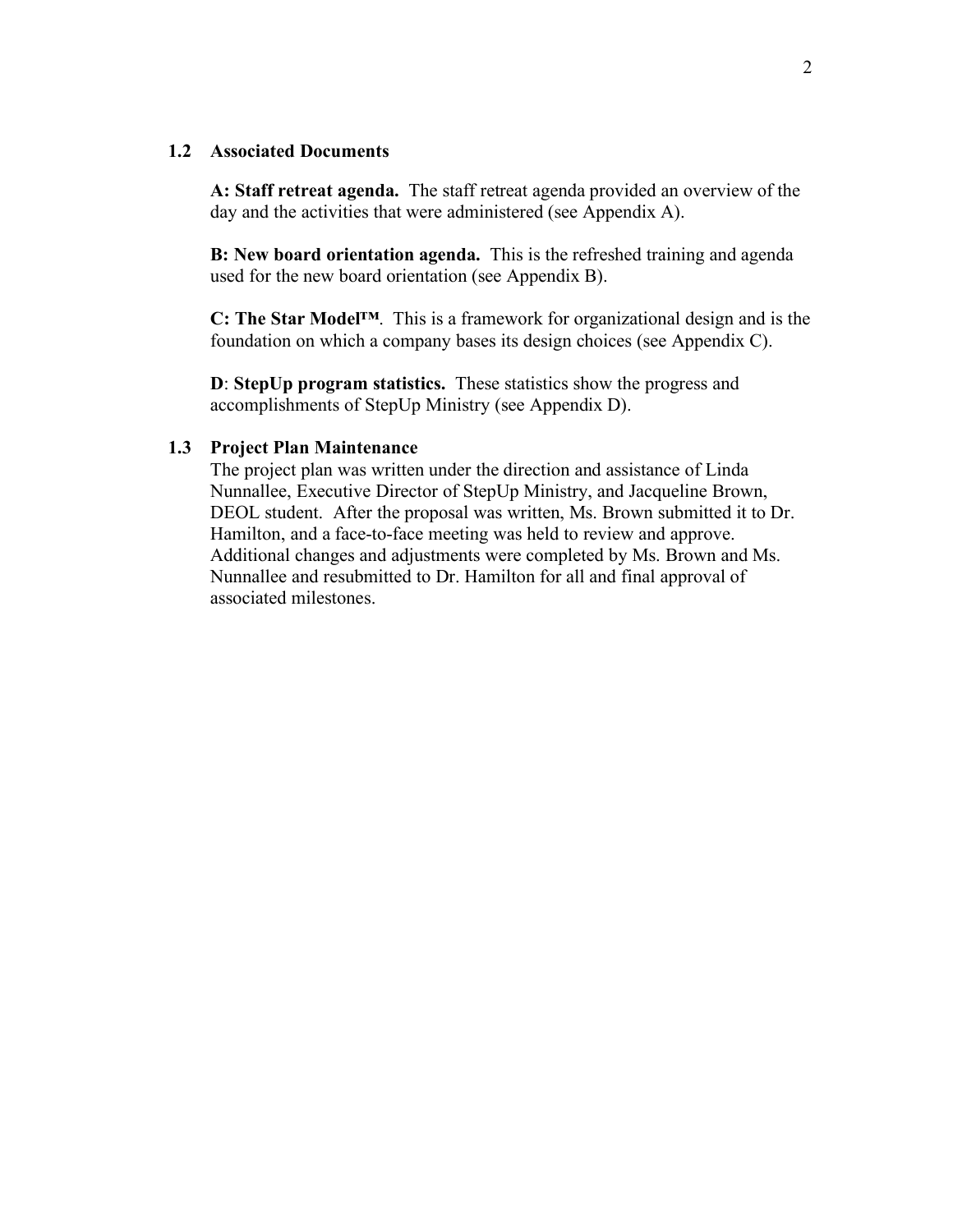### 1.2 Associated Documents

**A: Staff retreat agenda.** The staff retreat agenda provided an overview of the day and the activities that were administered (see Appendix A).

**B: New board orientation agenda.** This is the refreshed training and agenda used for the new board orientation (see Appendix B).

**C: The Star Model™**. This is a framework for organizational design and is the foundation on which a company bases its design choices (see Appendix C).

**D**: **StepUp program statistics.** These statistics show the progress and accomplishments of StepUp Ministry (see Appendix D).

### 1.3 Project Plan Maintenance

The project plan was written under the direction and assistance of Linda Nunnallee, Executive Director of StepUp Ministry, and Jacqueline Brown, DEOL student. After the proposal was written, Ms. Brown submitted it to Dr. Hamilton, and a face-to-face meeting was held to review and approve. Additional changes and adjustments were completed by Ms. Brown and Ms. Nunnallee and resubmitted to Dr. Hamilton for all and final approval of associated milestones.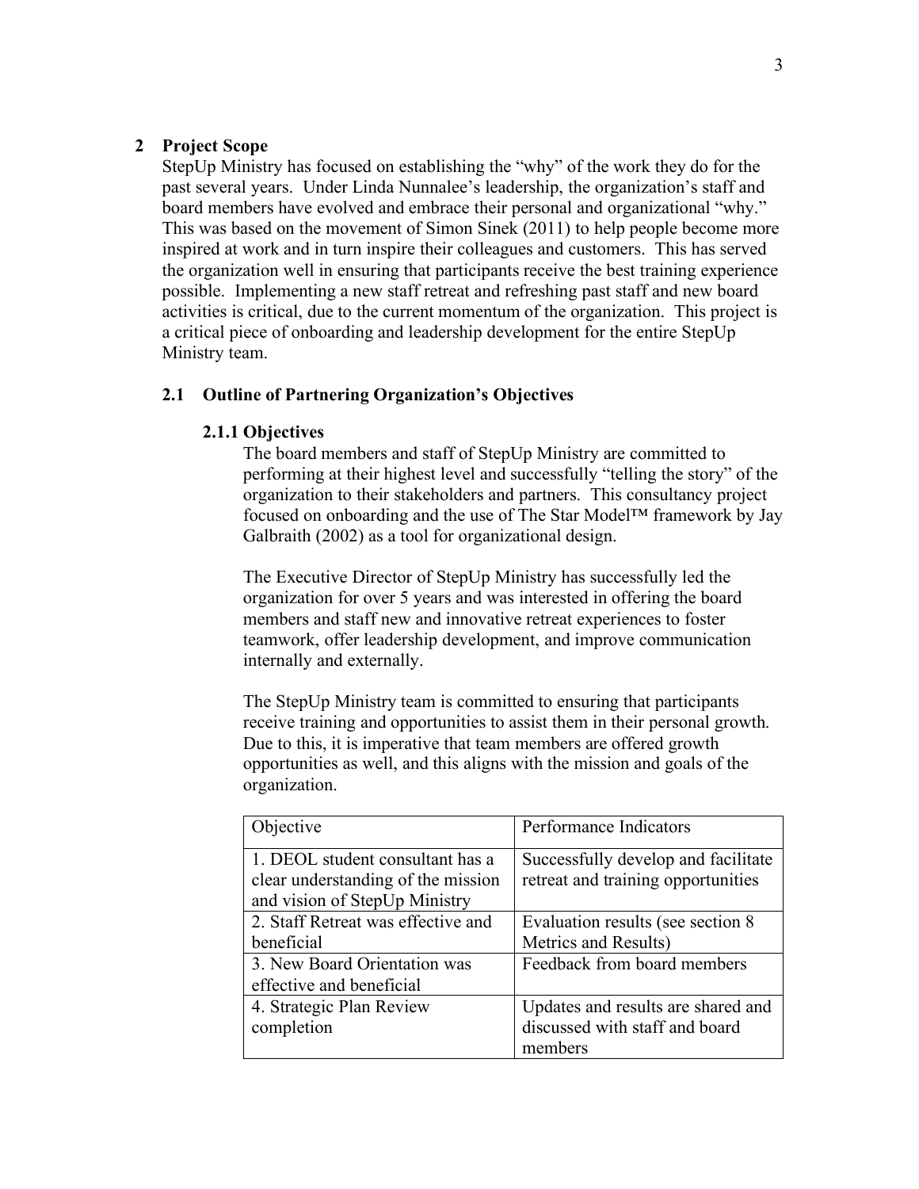# 2 Project Scope

StepUp Ministry has focused on establishing the "why" of the work they do for the past several years. Under Linda Nunnalee's leadership, the organization's staff and board members have evolved and embrace their personal and organizational "why." This was based on the movement of Simon Sinek (2011) to help people become more inspired at work and in turn inspire their colleagues and customers. This has served the organization well in ensuring that participants receive the best training experience possible. Implementing a new staff retreat and refreshing past staff and new board activities is critical, due to the current momentum of the organization. This project is a critical piece of onboarding and leadership development for the entire StepUp Ministry team.

## 2.1 Outline of Partnering Organization's Objectives

### 2.1.1 Objectives

The board members and staff of StepUp Ministry are committed to performing at their highest level and successfully "telling the story" of the organization to their stakeholders and partners. This consultancy project focused on onboarding and the use of The Star Model™ framework by Jay Galbraith (2002) as a tool for organizational design.

The Executive Director of StepUp Ministry has successfully led the organization for over 5 years and was interested in offering the board members and staff new and innovative retreat experiences to foster teamwork, offer leadership development, and improve communication internally and externally.

The StepUp Ministry team is committed to ensuring that participants receive training and opportunities to assist them in their personal growth. Due to this, it is imperative that team members are offered growth opportunities as well, and this aligns with the mission and goals of the organization.

| Objective | Performance Indicators |
| --- | --- |
| 1. DEOL student consultant has a clear understanding of the mission and vision of StepUp Ministry | Successfully develop and facilitate retreat and training opportunities |
| 2. Staff Retreat was effective and beneficial | Evaluation results (see section 8 Metrics and Results) |
| 3. New Board Orientation was effective and beneficial | Feedback from board members |
| 4. Strategic Plan Review completion | Updates and results are shared and discussed with staff and board members |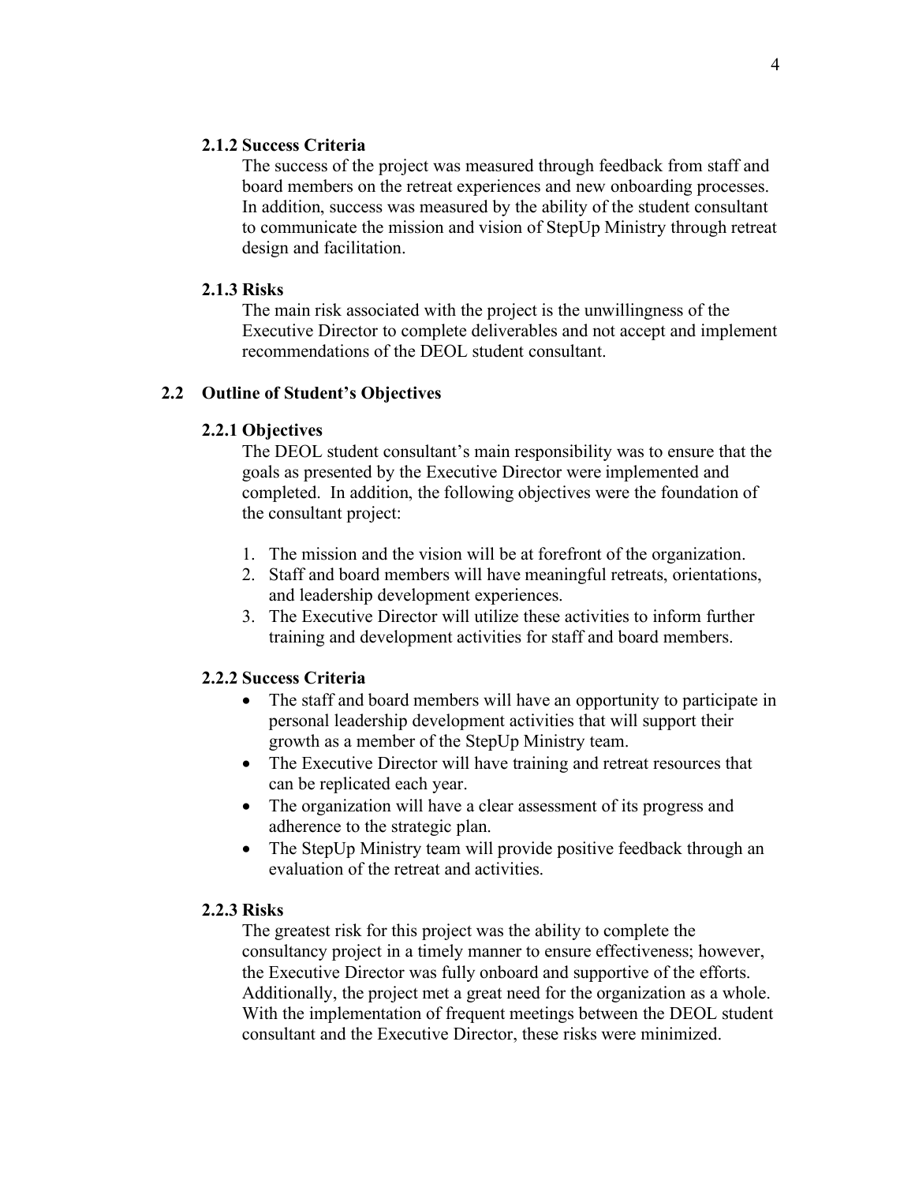#### 2.1.2 Success Criteria

The success of the project was measured through feedback from staff and board members on the retreat experiences and new onboarding processes. In addition, success was measured by the ability of the student consultant to communicate the mission and vision of StepUp Ministry through retreat design and facilitation.

#### 2.1.3 Risks

The main risk associated with the project is the unwillingness of the Executive Director to complete deliverables and not accept and implement recommendations of the DEOL student consultant.

### 2.2 Outline of Student's Objectives

#### 2.2.1 Objectives

The DEOL student consultant's main responsibility was to ensure that the goals as presented by the Executive Director were implemented and completed. In addition, the following objectives were the foundation of the consultant project:

1. The mission and the vision will be at forefront of the organization.
2. Staff and board members will have meaningful retreats, orientations, and leadership development experiences.
3. The Executive Director will utilize these activities to inform further training and development activities for staff and board members.

#### 2.2.2 Success Criteria

- The staff and board members will have an opportunity to participate in personal leadership development activities that will support their growth as a member of the StepUp Ministry team.
- The Executive Director will have training and retreat resources that can be replicated each year.
- The organization will have a clear assessment of its progress and adherence to the strategic plan.
- The StepUp Ministry team will provide positive feedback through an evaluation of the retreat and activities.

#### 2.2.3 Risks

The greatest risk for this project was the ability to complete the consultancy project in a timely manner to ensure effectiveness; however, the Executive Director was fully onboard and supportive of the efforts. Additionally, the project met a great need for the organization as a whole. With the implementation of frequent meetings between the DEOL student consultant and the Executive Director, these risks were minimized.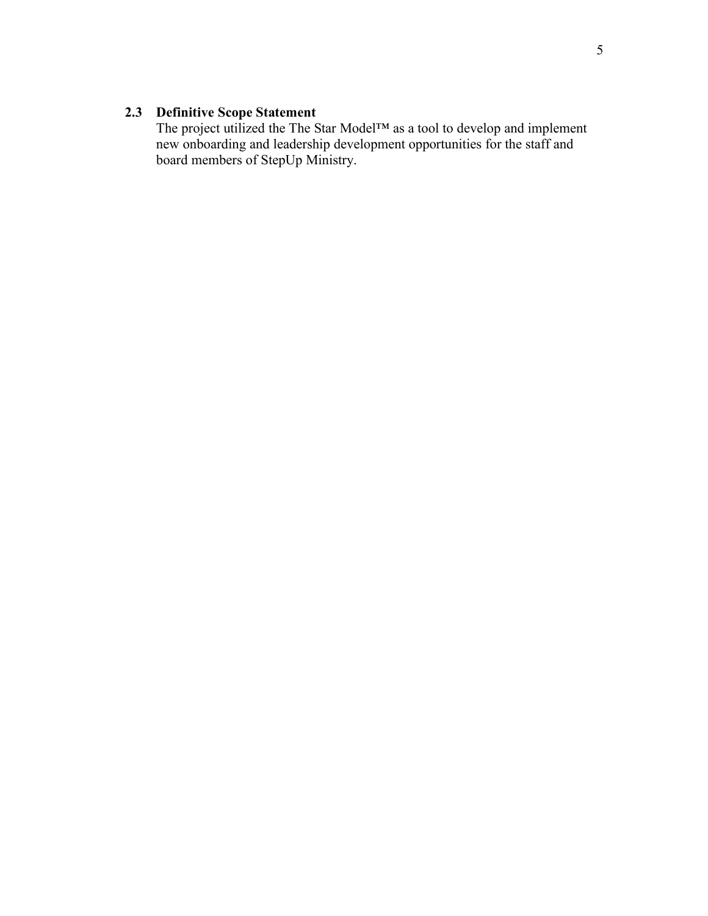### 2.3 Definitive Scope Statement

The project utilized the The Star Model™ as a tool to develop and implement new onboarding and leadership development opportunities for the staff and board members of StepUp Ministry.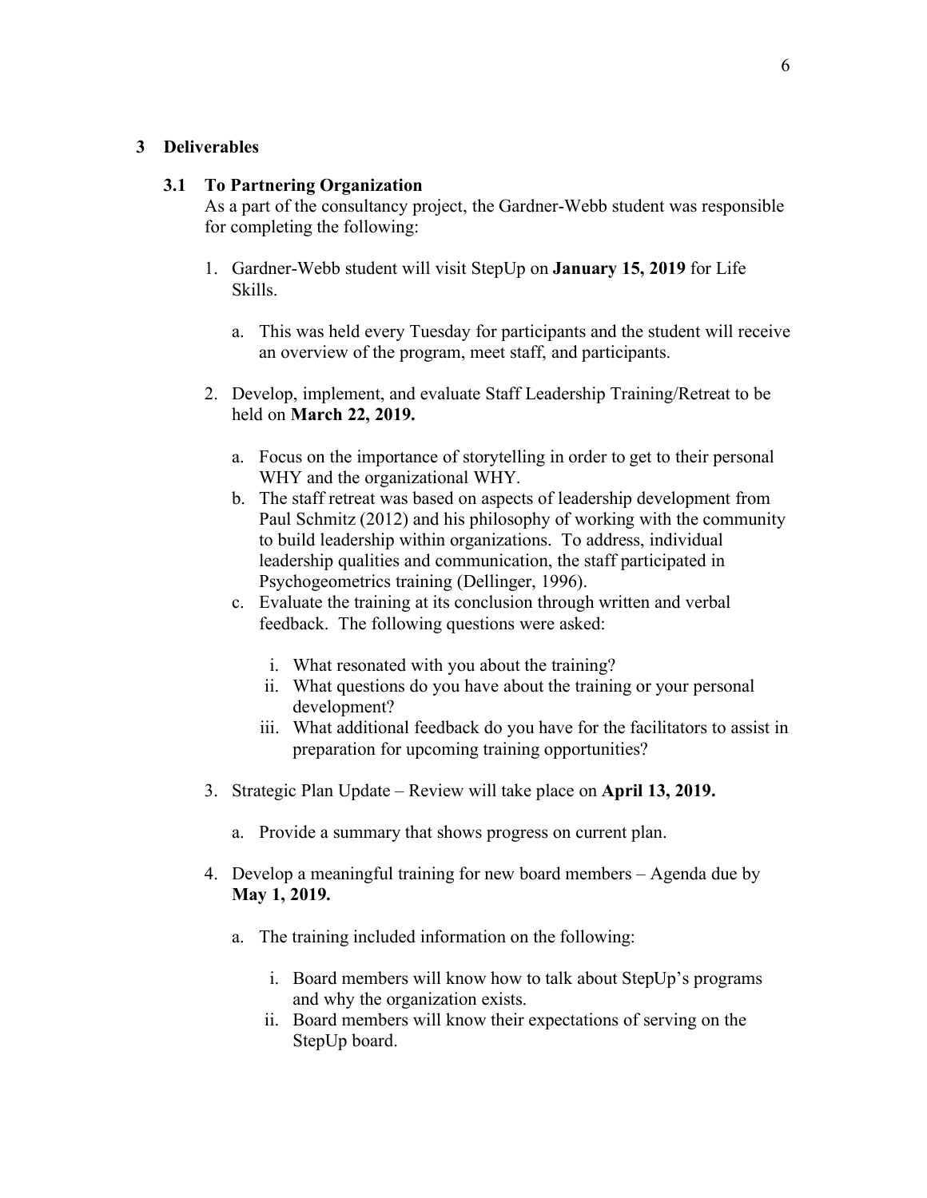# 3 Deliverables

## 3.1 To Partnering Organization

As a part of the consultancy project, the Gardner-Webb student was responsible for completing the following:

1. Gardner-Webb student will visit StepUp on **January 15, 2019** for Life Skills.

   a. This was held every Tuesday for participants and the student will receive an overview of the program, meet staff, and participants.

2. Develop, implement, and evaluate Staff Leadership Training/Retreat to be held on **March 22, 2019.**

   a. Focus on the importance of storytelling in order to get to their personal WHY and the organizational WHY.

   b. The staff retreat was based on aspects of leadership development from Paul Schmitz (2012) and his philosophy of working with the community to build leadership within organizations. To address, individual leadership qualities and communication, the staff participated in Psychogeometrics training (Dellinger, 1996).

   c. Evaluate the training at its conclusion through written and verbal feedback. The following questions were asked:

      i. What resonated with you about the training?

      ii. What questions do you have about the training or your personal development?

      iii. What additional feedback do you have for the facilitators to assist in preparation for upcoming training opportunities?

3. Strategic Plan Update – Review will take place on **April 13, 2019.**

   a. Provide a summary that shows progress on current plan.

4. Develop a meaningful training for new board members – Agenda due by **May 1, 2019.**

   a. The training included information on the following:

      i. Board members will know how to talk about StepUp's programs and why the organization exists.

      ii. Board members will know their expectations of serving on the StepUp board.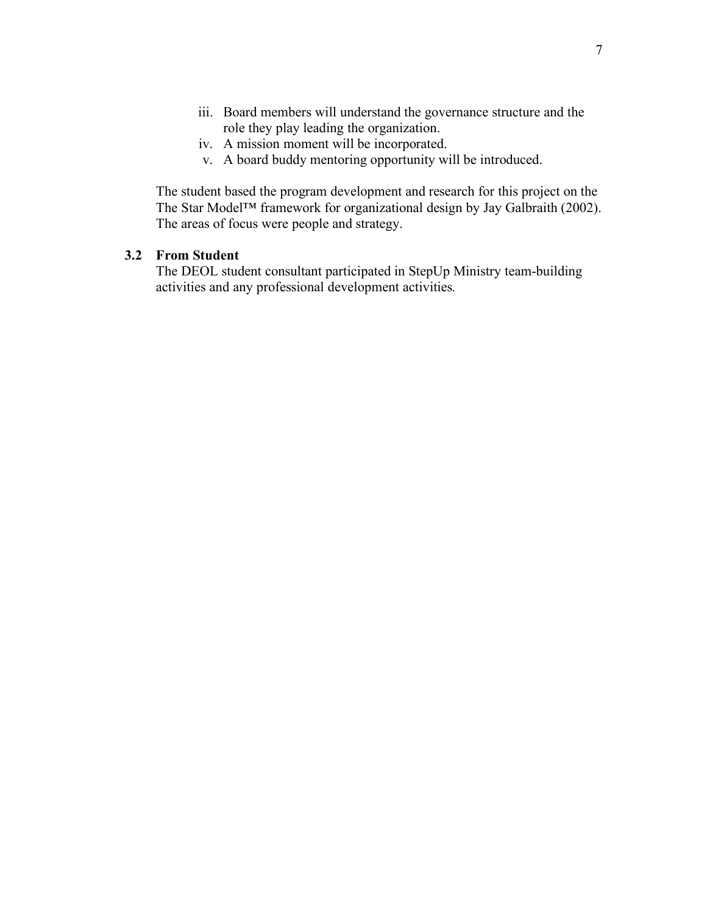iii. Board members will understand the governance structure and the role they play leading the organization.
iv. A mission moment will be incorporated.
v. A board buddy mentoring opportunity will be introduced.

The student based the program development and research for this project on the The Star Model™ framework for organizational design by Jay Galbraith (2002). The areas of focus were people and strategy.

### 3.2 From Student

The DEOL student consultant participated in StepUp Ministry team-building activities and any professional development activities.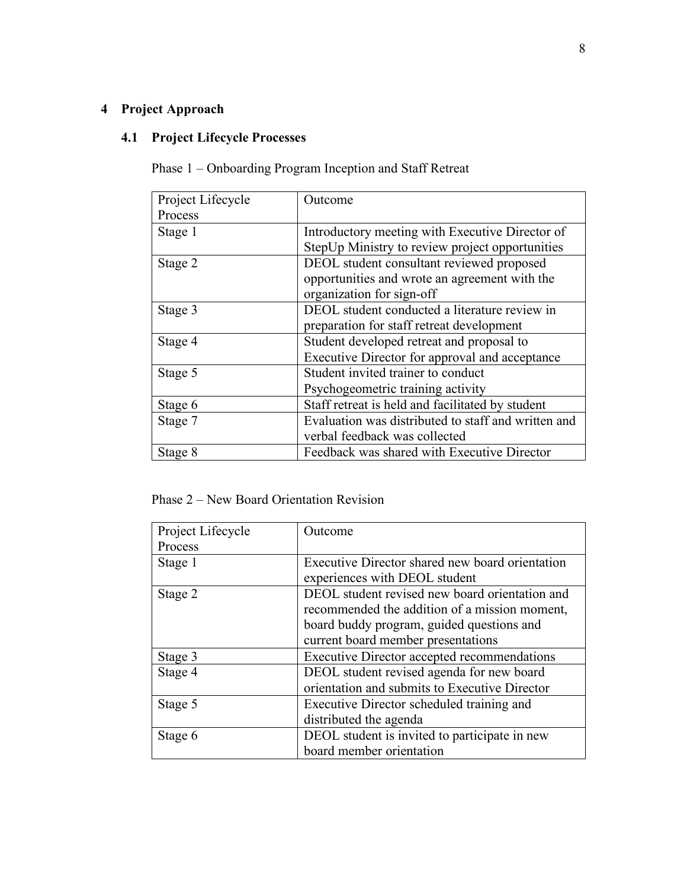# 4 Project Approach

## 4.1 Project Lifecycle Processes

Phase 1 – Onboarding Program Inception and Staff Retreat

| Project Lifecycle Process | Outcome |
| --- | --- |
| Stage 1 | Introductory meeting with Executive Director of StepUp Ministry to review project opportunities |
| Stage 2 | DEOL student consultant reviewed proposed opportunities and wrote an agreement with the organization for sign-off |
| Stage 3 | DEOL student conducted a literature review in preparation for staff retreat development |
| Stage 4 | Student developed retreat and proposal to Executive Director for approval and acceptance |
| Stage 5 | Student invited trainer to conduct Psychogeometric training activity |
| Stage 6 | Staff retreat is held and facilitated by student |
| Stage 7 | Evaluation was distributed to staff and written and verbal feedback was collected |
| Stage 8 | Feedback was shared with Executive Director |

Phase 2 – New Board Orientation Revision

| Project Lifecycle Process | Outcome |
| --- | --- |
| Stage 1 | Executive Director shared new board orientation experiences with DEOL student |
| Stage 2 | DEOL student revised new board orientation and recommended the addition of a mission moment, board buddy program, guided questions and current board member presentations |
| Stage 3 | Executive Director accepted recommendations |
| Stage 4 | DEOL student revised agenda for new board orientation and submits to Executive Director |
| Stage 5 | Executive Director scheduled training and distributed the agenda |
| Stage 6 | DEOL student is invited to participate in new board member orientation |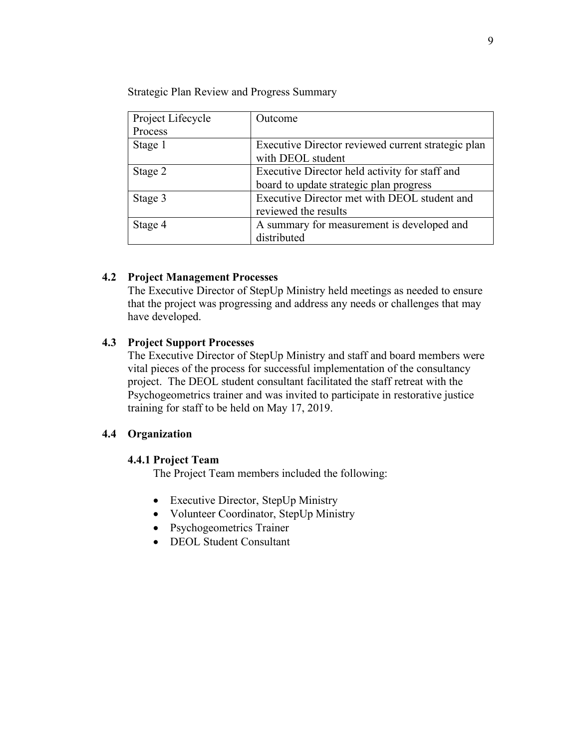Strategic Plan Review and Progress Summary

| Project Lifecycle Process | Outcome |
| --- | --- |
| Stage 1 | Executive Director reviewed current strategic plan with DEOL student |
| Stage 2 | Executive Director held activity for staff and board to update strategic plan progress |
| Stage 3 | Executive Director met with DEOL student and reviewed the results |
| Stage 4 | A summary for measurement is developed and distributed |

### 4.2 Project Management Processes

The Executive Director of StepUp Ministry held meetings as needed to ensure that the project was progressing and address any needs or challenges that may have developed.

### 4.3 Project Support Processes

The Executive Director of StepUp Ministry and staff and board members were vital pieces of the process for successful implementation of the consultancy project. The DEOL student consultant facilitated the staff retreat with the Psychogeometrics trainer and was invited to participate in restorative justice training for staff to be held on May 17, 2019.

### 4.4 Organization

#### 4.4.1 Project Team

The Project Team members included the following:

- Executive Director, StepUp Ministry
- Volunteer Coordinator, StepUp Ministry
- Psychogeometrics Trainer
- DEOL Student Consultant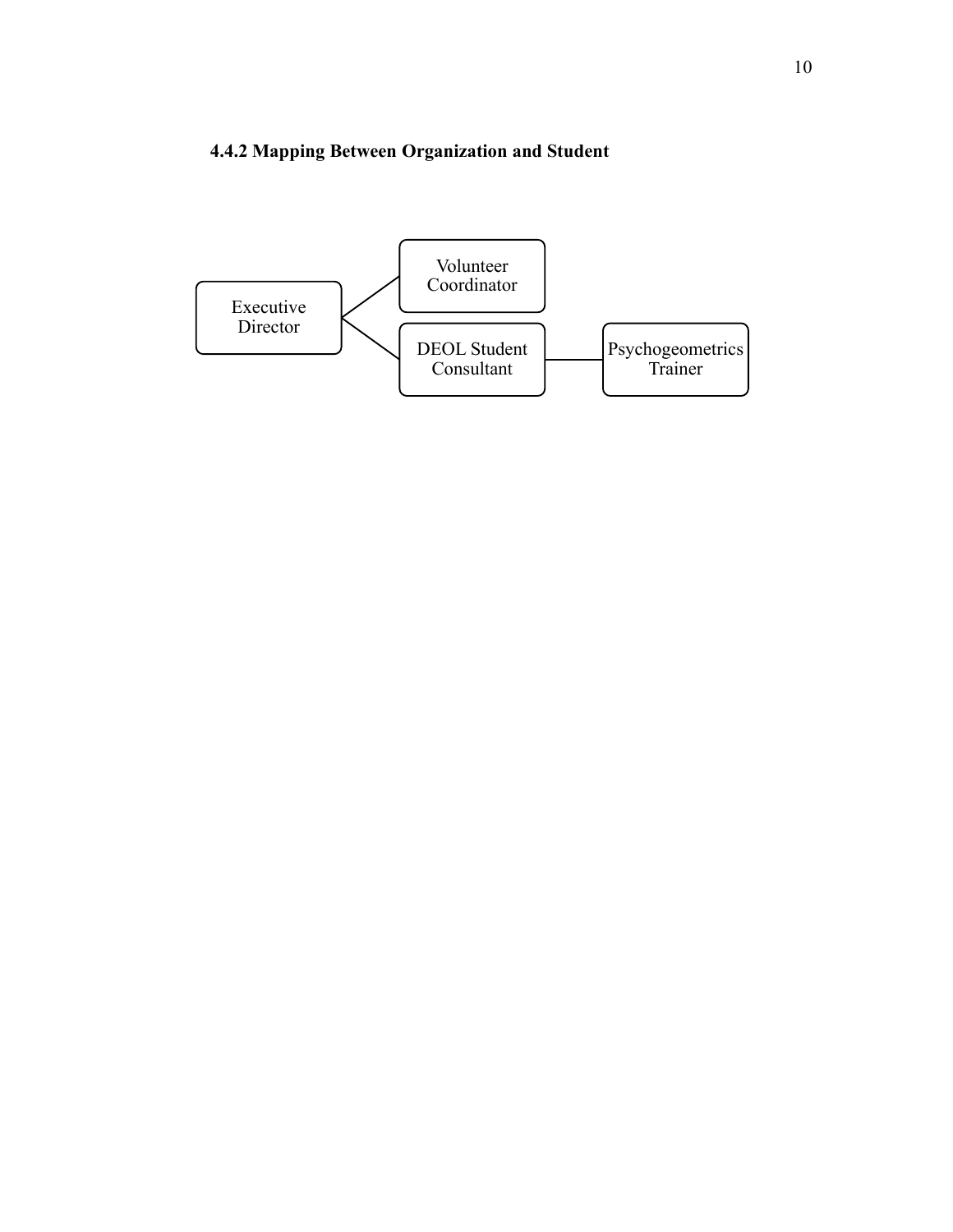### 4.4.2 Mapping Between Organization and Student

Executive Director

Volunteer Coordinator

DEOL Student Consultant

Psychogeometrics Trainer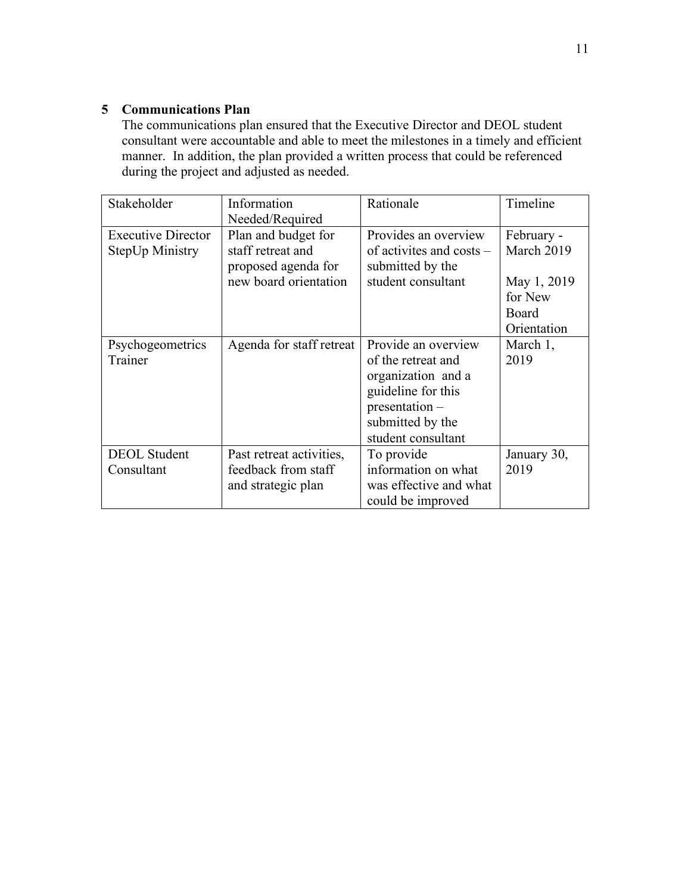## 5 Communications Plan

The communications plan ensured that the Executive Director and DEOL student consultant were accountable and able to meet the milestones in a timely and efficient manner. In addition, the plan provided a written process that could be referenced during the project and adjusted as needed.

| Stakeholder | Information Needed/Required | Rationale | Timeline |
|---|---|---|---|
| Executive Director StepUp Ministry | Plan and budget for staff retreat and proposed agenda for new board orientation | Provides an overview of activites and costs – submitted by the student consultant | February - March 2019<br><br>May 1, 2019 for New Board Orientation |
| Psychogeometrics Trainer | Agenda for staff retreat | Provide an overview of the retreat and organization and a guideline for this presentation – submitted by the student consultant | March 1, 2019 |
| DEOL Student Consultant | Past retreat activities, feedback from staff and strategic plan | To provide information on what was effective and what could be improved | January 30, 2019 |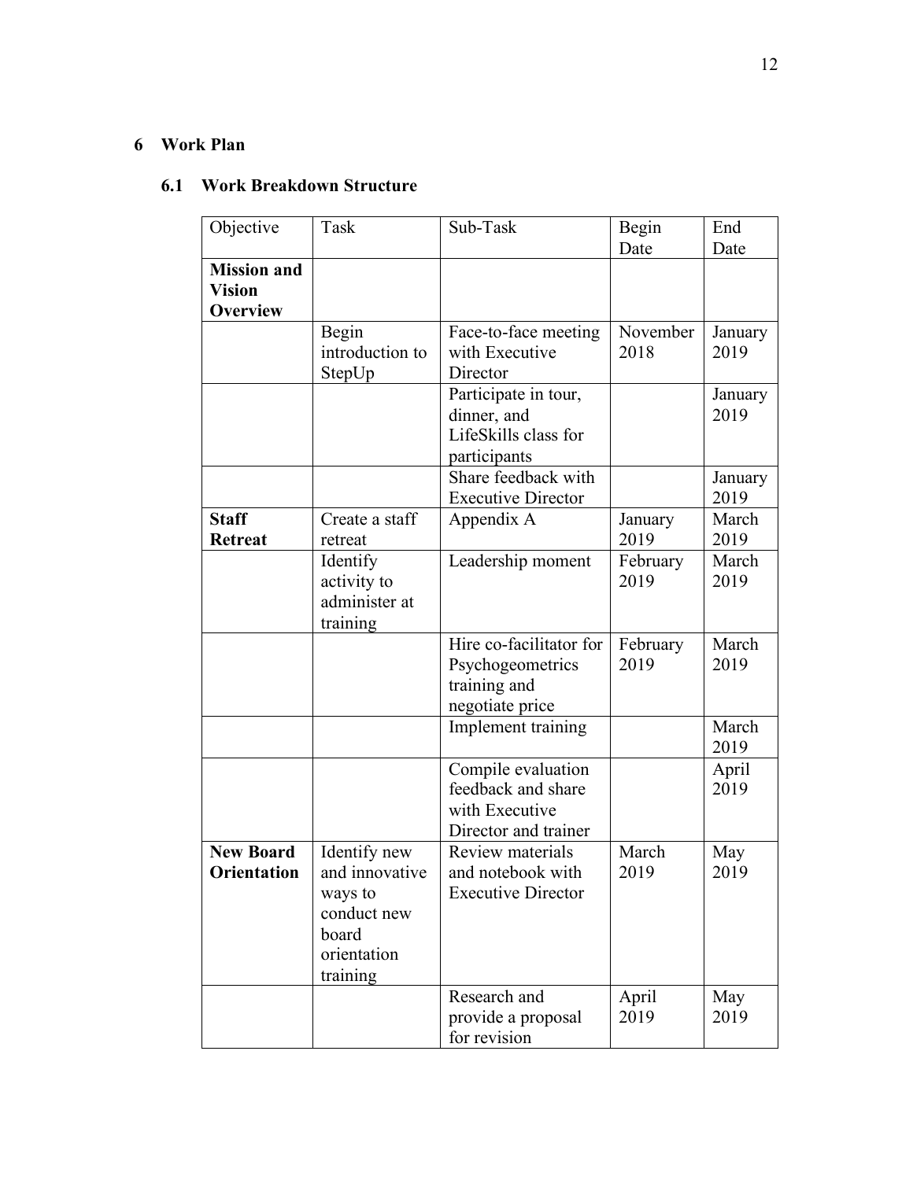# 6 Work Plan

## 6.1 Work Breakdown Structure

| Objective | Task | Sub-Task | Begin Date | End Date |
|---|---|---|---|---|
| **Mission and Vision Overview** | | | | |
| | Begin introduction to StepUp | Face-to-face meeting with Executive Director | November 2018 | January 2019 |
| | | Participate in tour, dinner, and LifeSkills class for participants | | January 2019 |
| | | Share feedback with Executive Director | | January 2019 |
| **Staff Retreat** | Create a staff retreat | Appendix A | January 2019 | March 2019 |
| | Identify activity to administer at training | Leadership moment | February 2019 | March 2019 |
| | | Hire co-facilitator for Psychogeometrics training and negotiate price | February 2019 | March 2019 |
| | | Implement training | | March 2019 |
| | | Compile evaluation feedback and share with Executive Director and trainer | | April 2019 |
| **New Board Orientation** | Identify new and innovative ways to conduct new board orientation training | Review materials and notebook with Executive Director | March 2019 | May 2019 |
| | | Research and provide a proposal for revision | April 2019 | May 2019 |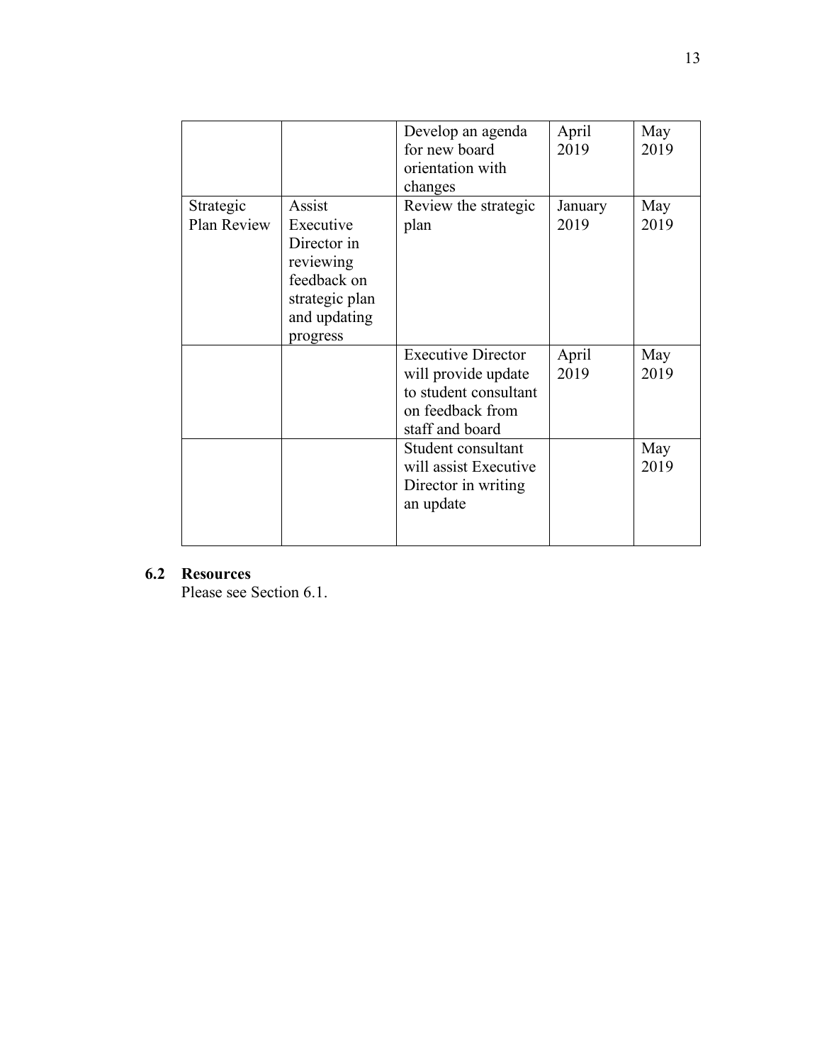| | | Develop an agenda for new board orientation with changes | April 2019 | May 2019 |
|---|---|---|---|---|
| Strategic Plan Review | Assist Executive Director in reviewing feedback on strategic plan and updating progress | Review the strategic plan | January 2019 | May 2019 |
| | | Executive Director will provide update to student consultant on feedback from staff and board | April 2019 | May 2019 |
| | | Student consultant will assist Executive Director in writing an update | | May 2019 |

## 6.2 Resources

Please see Section 6.1.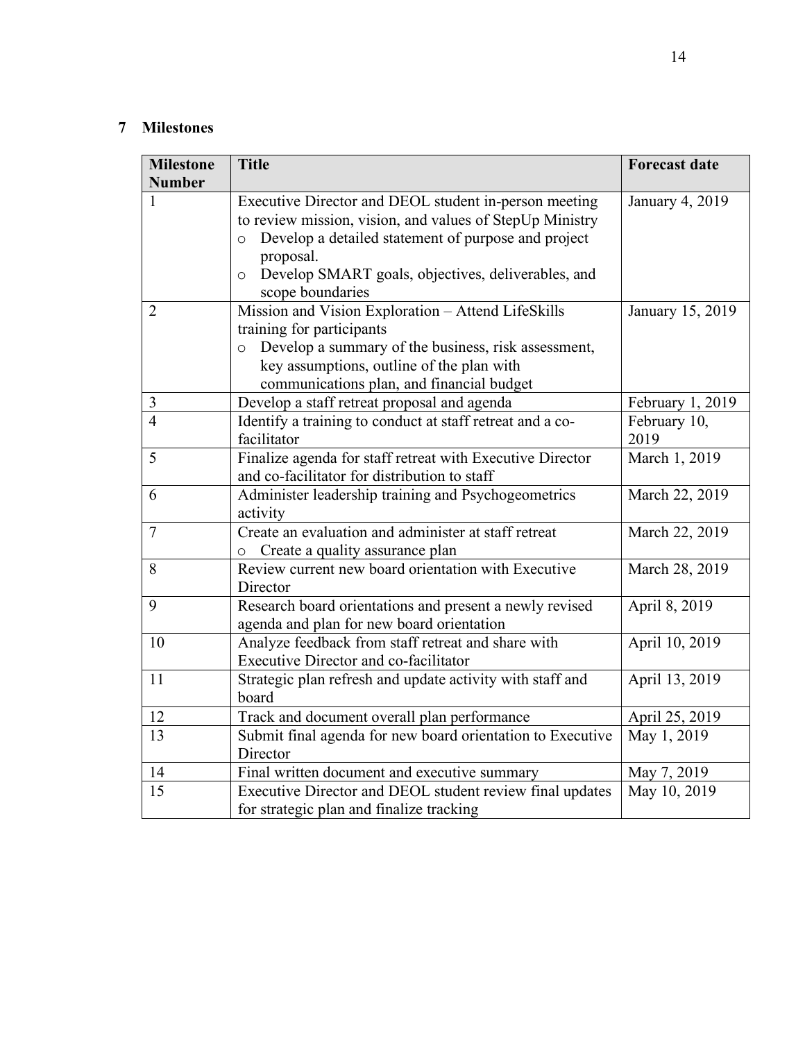## 7 Milestones

| Milestone Number | Title | Forecast date |
|---|---|---|
| 1 | Executive Director and DEOL student in-person meeting to review mission, vision, and values of StepUp Ministry<br>o Develop a detailed statement of purpose and project proposal.<br>o Develop SMART goals, objectives, deliverables, and scope boundaries | January 4, 2019 |
| 2 | Mission and Vision Exploration – Attend LifeSkills training for participants<br>o Develop a summary of the business, risk assessment, key assumptions, outline of the plan with communications plan, and financial budget | January 15, 2019 |
| 3 | Develop a staff retreat proposal and agenda | February 1, 2019 |
| 4 | Identify a training to conduct at staff retreat and a co-facilitator | February 10, 2019 |
| 5 | Finalize agenda for staff retreat with Executive Director and co-facilitator for distribution to staff | March 1, 2019 |
| 6 | Administer leadership training and Psychogeometrics activity | March 22, 2019 |
| 7 | Create an evaluation and administer at staff retreat<br>o Create a quality assurance plan | March 22, 2019 |
| 8 | Review current new board orientation with Executive Director | March 28, 2019 |
| 9 | Research board orientations and present a newly revised agenda and plan for new board orientation | April 8, 2019 |
| 10 | Analyze feedback from staff retreat and share with Executive Director and co-facilitator | April 10, 2019 |
| 11 | Strategic plan refresh and update activity with staff and board | April 13, 2019 |
| 12 | Track and document overall plan performance | April 25, 2019 |
| 13 | Submit final agenda for new board orientation to Executive Director | May 1, 2019 |
| 14 | Final written document and executive summary | May 7, 2019 |
| 15 | Executive Director and DEOL student review final updates for strategic plan and finalize tracking | May 10, 2019 |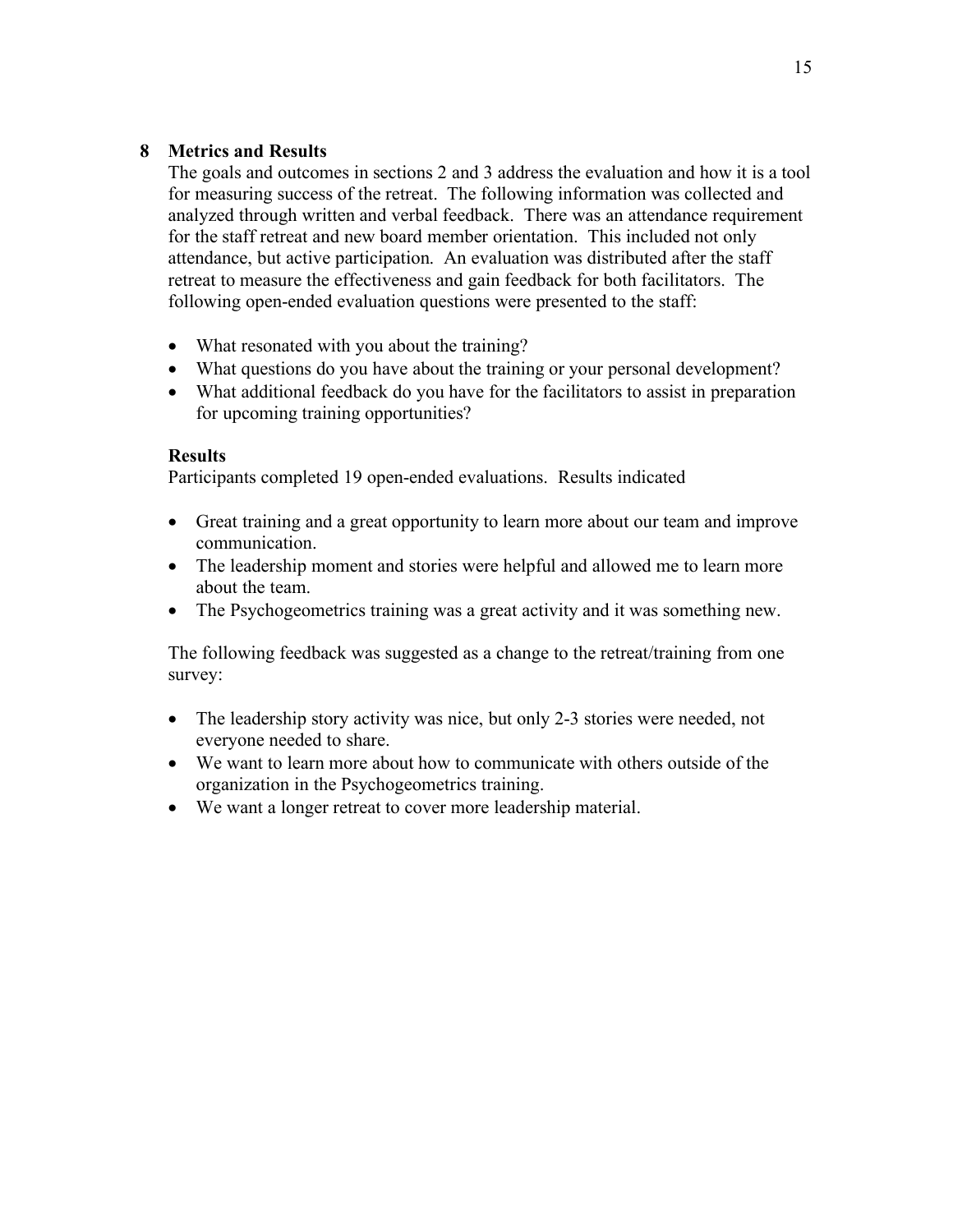## 8 Metrics and Results

The goals and outcomes in sections 2 and 3 address the evaluation and how it is a tool for measuring success of the retreat. The following information was collected and analyzed through written and verbal feedback. There was an attendance requirement for the staff retreat and new board member orientation. This included not only attendance, but active participation. An evaluation was distributed after the staff retreat to measure the effectiveness and gain feedback for both facilitators. The following open-ended evaluation questions were presented to the staff:

- What resonated with you about the training?
- What questions do you have about the training or your personal development?
- What additional feedback do you have for the facilitators to assist in preparation for upcoming training opportunities?

### Results

Participants completed 19 open-ended evaluations. Results indicated

- Great training and a great opportunity to learn more about our team and improve communication.
- The leadership moment and stories were helpful and allowed me to learn more about the team.
- The Psychogeometrics training was a great activity and it was something new.

The following feedback was suggested as a change to the retreat/training from one survey:

- The leadership story activity was nice, but only 2-3 stories were needed, not everyone needed to share.
- We want to learn more about how to communicate with others outside of the organization in the Psychogeometrics training.
- We want a longer retreat to cover more leadership material.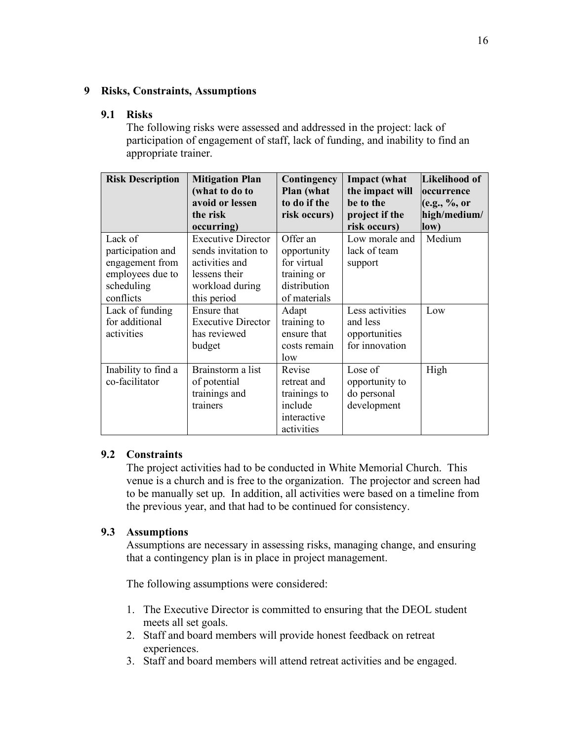## 9 Risks, Constraints, Assumptions

### 9.1 Risks

The following risks were assessed and addressed in the project: lack of participation of engagement of staff, lack of funding, and inability to find an appropriate trainer.

| Risk Description | Mitigation Plan (what to do to avoid or lessen the risk occurring) | Contingency Plan (what to do if the risk occurs) | Impact (what the impact will be to the project if the risk occurs) | Likelihood of occurrence (e.g., %, or high/medium/ low) |
|---|---|---|---|---|
| Lack of participation and engagement from employees due to scheduling conflicts | Executive Director sends invitation to activities and lessens their workload during this period | Offer an opportunity for virtual training or distribution of materials | Low morale and lack of team support | Medium |
| Lack of funding for additional activities | Ensure that Executive Director has reviewed budget | Adapt training to ensure that costs remain low | Less activities and less opportunities for innovation | Low |
| Inability to find a co-facilitator | Brainstorm a list of potential trainings and trainers | Revise retreat and trainings to include interactive activities | Lose of opportunity to do personal development | High |

### 9.2 Constraints

The project activities had to be conducted in White Memorial Church. This venue is a church and is free to the organization. The projector and screen had to be manually set up. In addition, all activities were based on a timeline from the previous year, and that had to be continued for consistency.

### 9.3 Assumptions

Assumptions are necessary in assessing risks, managing change, and ensuring that a contingency plan is in place in project management.

The following assumptions were considered:

1. The Executive Director is committed to ensuring that the DEOL student meets all set goals.
2. Staff and board members will provide honest feedback on retreat experiences.
3. Staff and board members will attend retreat activities and be engaged.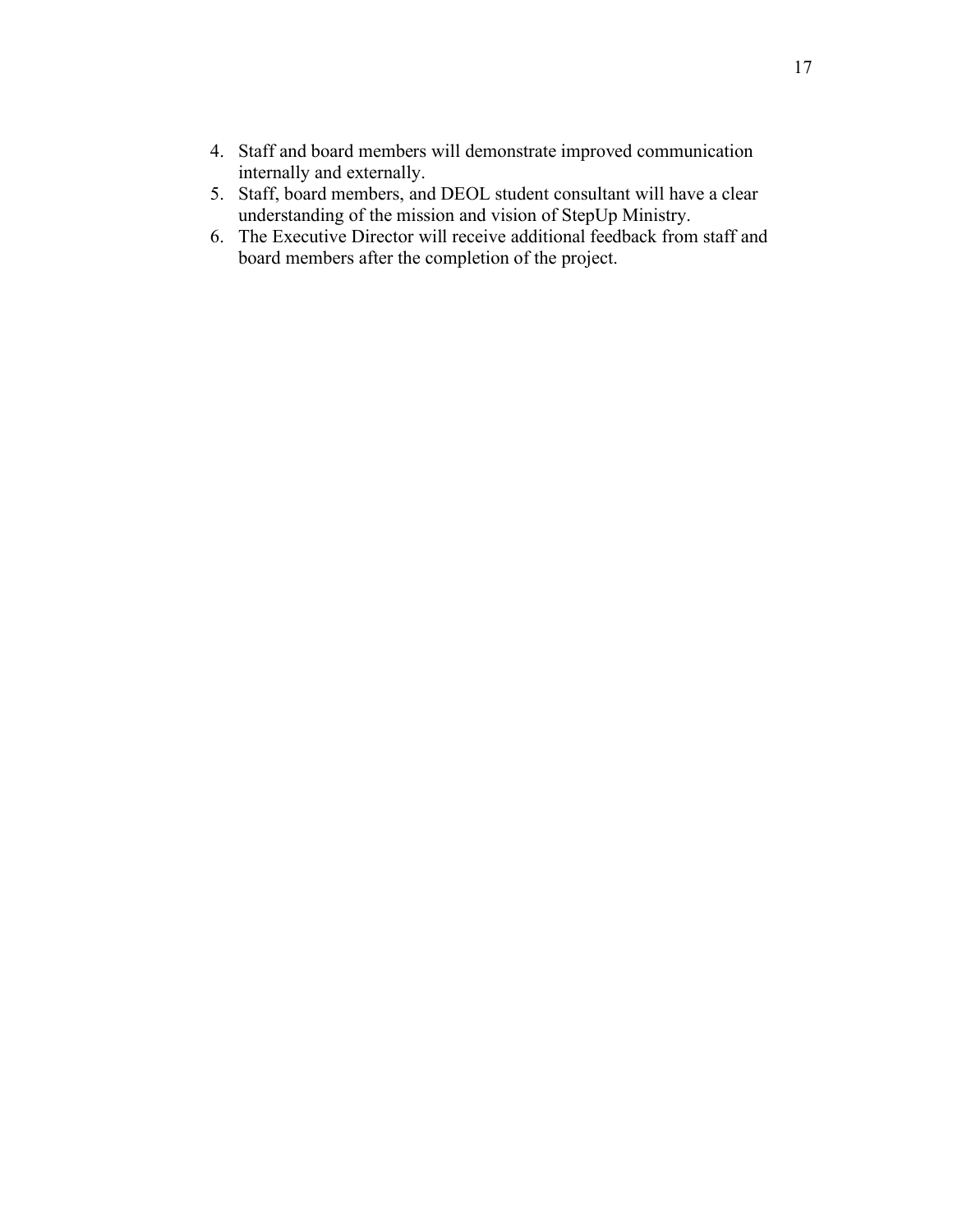4. Staff and board members will demonstrate improved communication internally and externally.
5. Staff, board members, and DEOL student consultant will have a clear understanding of the mission and vision of StepUp Ministry.
6. The Executive Director will receive additional feedback from staff and board members after the completion of the project.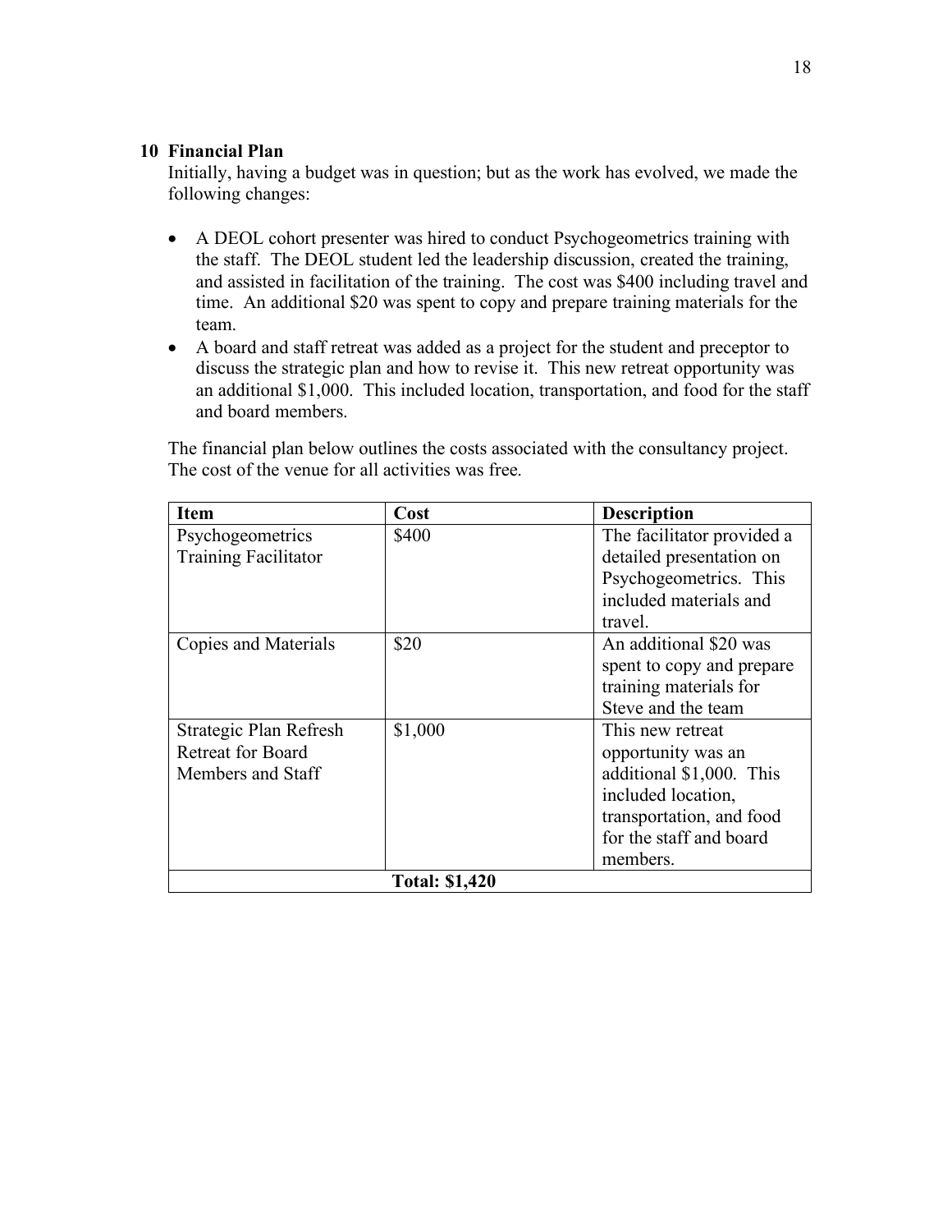## 10 Financial Plan

Initially, having a budget was in question; but as the work has evolved, we made the following changes:

- A DEOL cohort presenter was hired to conduct Psychogeometrics training with the staff. The DEOL student led the leadership discussion, created the training, and assisted in facilitation of the training. The cost was $400 including travel and time. An additional $20 was spent to copy and prepare training materials for the team.
- A board and staff retreat was added as a project for the student and preceptor to discuss the strategic plan and how to revise it. This new retreat opportunity was an additional $1,000. This included location, transportation, and food for the staff and board members.

The financial plan below outlines the costs associated with the consultancy project. The cost of the venue for all activities was free.

| Item | Cost | Description |
|---|---|---|
| Psychogeometrics Training Facilitator | $400 | The facilitator provided a detailed presentation on Psychogeometrics. This included materials and travel. |
| Copies and Materials | $20 | An additional $20 was spent to copy and prepare training materials for Steve and the team |
| Strategic Plan Refresh Retreat for Board Members and Staff | $1,000 | This new retreat opportunity was an additional $1,000. This included location, transportation, and food for the staff and board members. |
| **Total: $1,420** | | |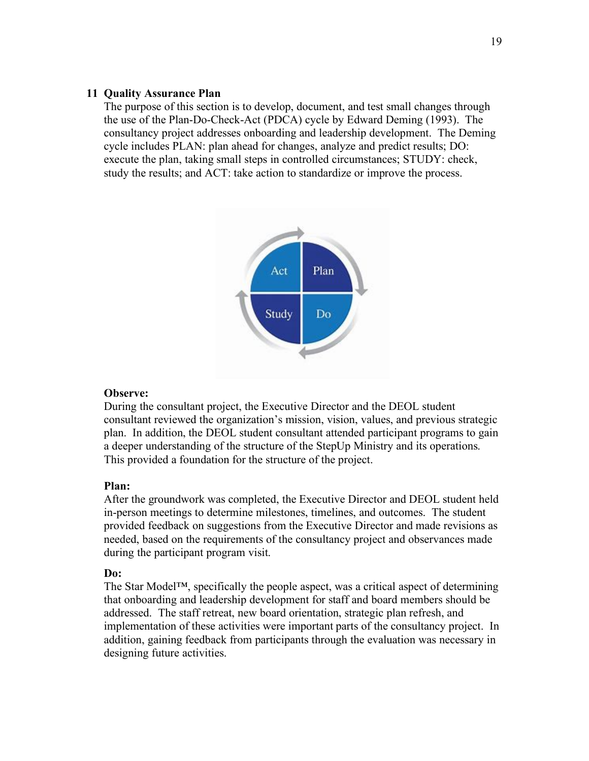## 11 Quality Assurance Plan

The purpose of this section is to develop, document, and test small changes through the use of the Plan-Do-Check-Act (PDCA) cycle by Edward Deming (1993). The consultancy project addresses onboarding and leadership development. The Deming cycle includes PLAN: plan ahead for changes, analyze and predict results; DO: execute the plan, taking small steps in controlled circumstances; STUDY: check, study the results; and ACT: take action to standardize or improve the process.

**Observe:**
During the consultant project, the Executive Director and the DEOL student consultant reviewed the organization's mission, vision, values, and previous strategic plan. In addition, the DEOL student consultant attended participant programs to gain a deeper understanding of the structure of the StepUp Ministry and its operations. This provided a foundation for the structure of the project.

**Plan:**
After the groundwork was completed, the Executive Director and DEOL student held in-person meetings to determine milestones, timelines, and outcomes. The student provided feedback on suggestions from the Executive Director and made revisions as needed, based on the requirements of the consultancy project and observances made during the participant program visit.

**Do:**
The Star Model™, specifically the people aspect, was a critical aspect of determining that onboarding and leadership development for staff and board members should be addressed. The staff retreat, new board orientation, strategic plan refresh, and implementation of these activities were important parts of the consultancy project. In addition, gaining feedback from participants through the evaluation was necessary in designing future activities.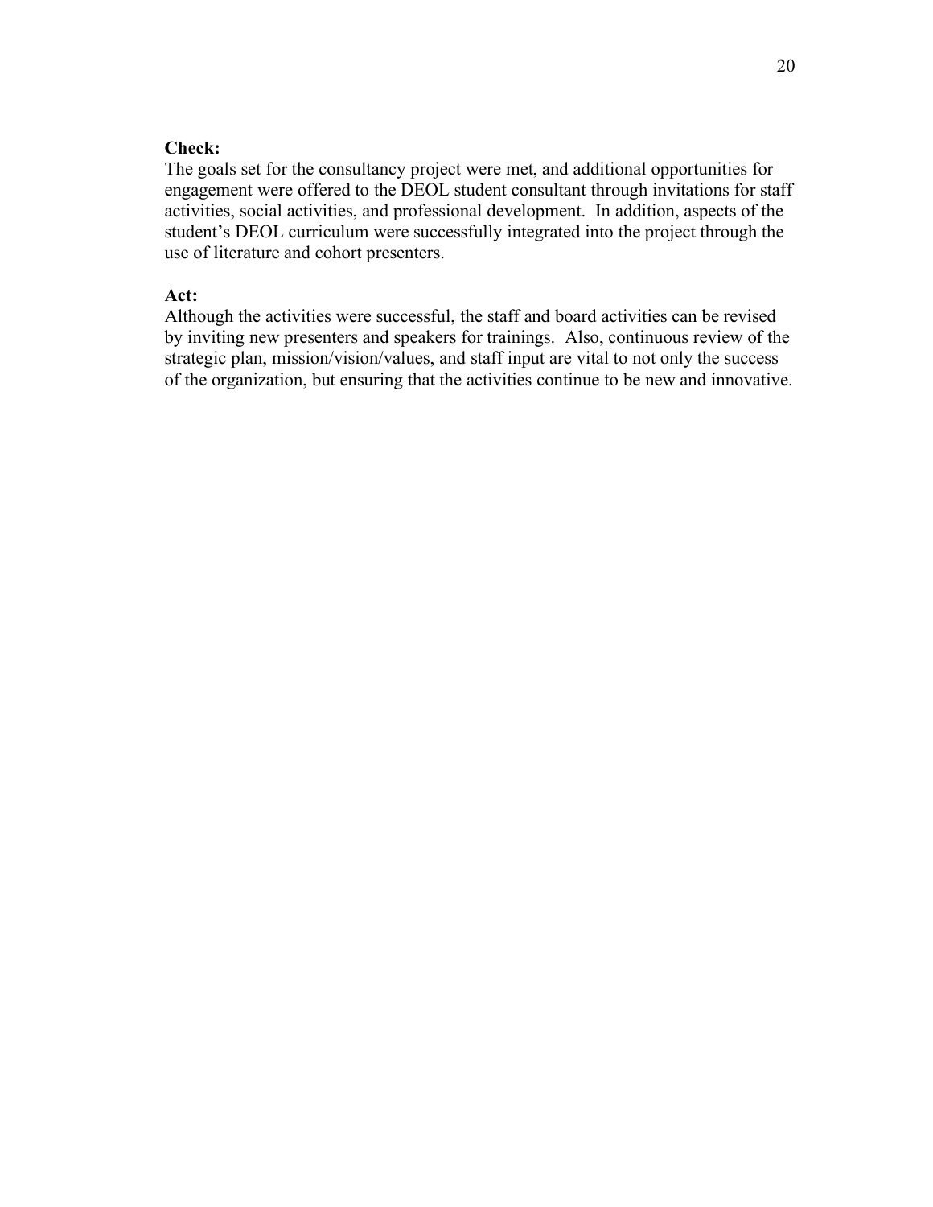**Check:**
The goals set for the consultancy project were met, and additional opportunities for engagement were offered to the DEOL student consultant through invitations for staff activities, social activities, and professional development. In addition, aspects of the student's DEOL curriculum were successfully integrated into the project through the use of literature and cohort presenters.

**Act:**
Although the activities were successful, the staff and board activities can be revised by inviting new presenters and speakers for trainings. Also, continuous review of the strategic plan, mission/vision/values, and staff input are vital to not only the success of the organization, but ensuring that the activities continue to be new and innovative.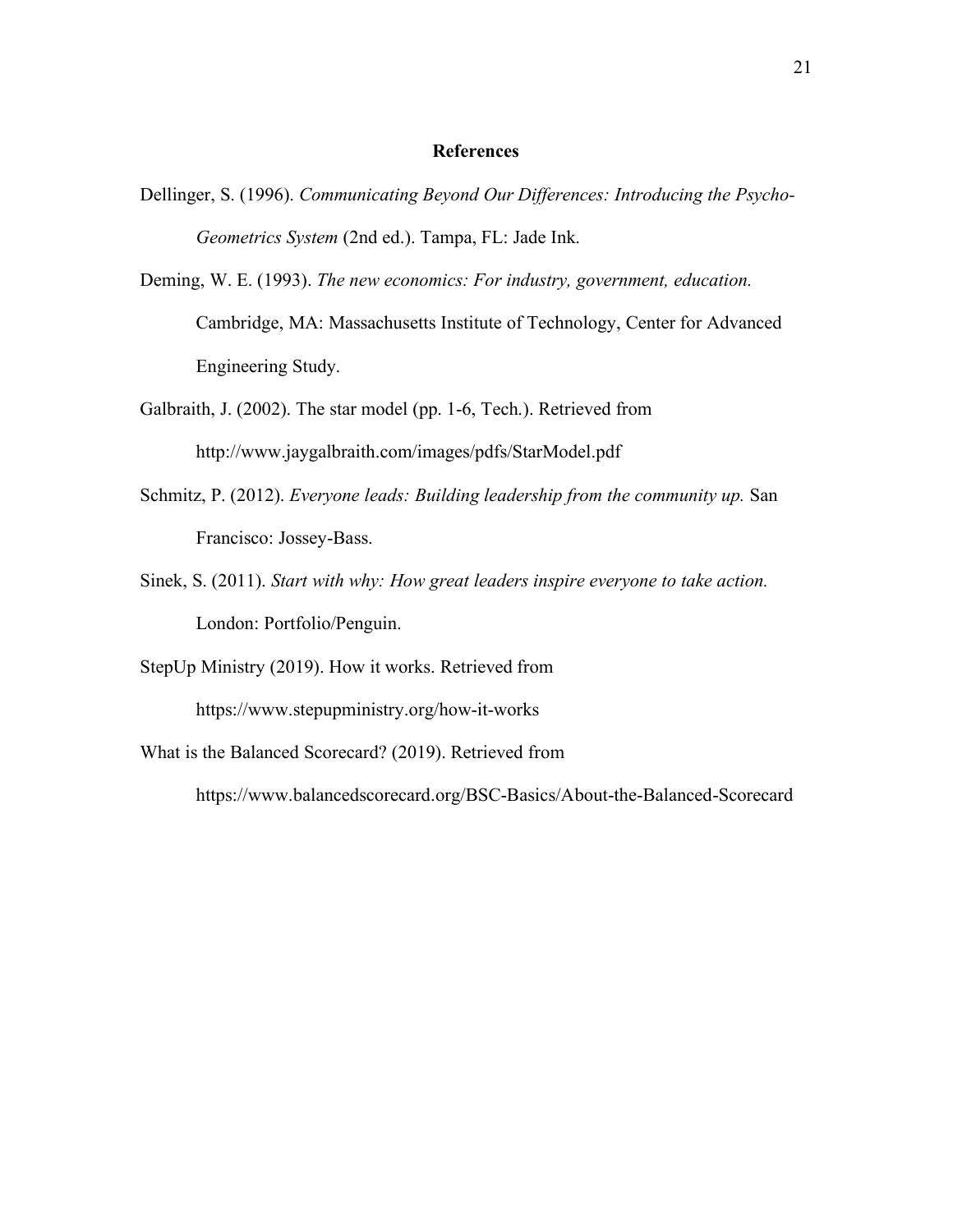# References

Dellinger, S. (1996). *Communicating Beyond Our Differences: Introducing the Psycho-Geometrics System* (2nd ed.). Tampa, FL: Jade Ink.

Deming, W. E. (1993). *The new economics: For industry, government, education.* Cambridge, MA: Massachusetts Institute of Technology, Center for Advanced Engineering Study.

Galbraith, J. (2002). The star model (pp. 1-6, Tech.). Retrieved from http://www.jaygalbraith.com/images/pdfs/StarModel.pdf

Schmitz, P. (2012). *Everyone leads: Building leadership from the community up.* San Francisco: Jossey-Bass.

Sinek, S. (2011). *Start with why: How great leaders inspire everyone to take action.* London: Portfolio/Penguin.

StepUp Ministry (2019). How it works. Retrieved from https://www.stepupministry.org/how-it-works

What is the Balanced Scorecard? (2019). Retrieved from https://www.balancedscorecard.org/BSC-Basics/About-the-Balanced-Scorecard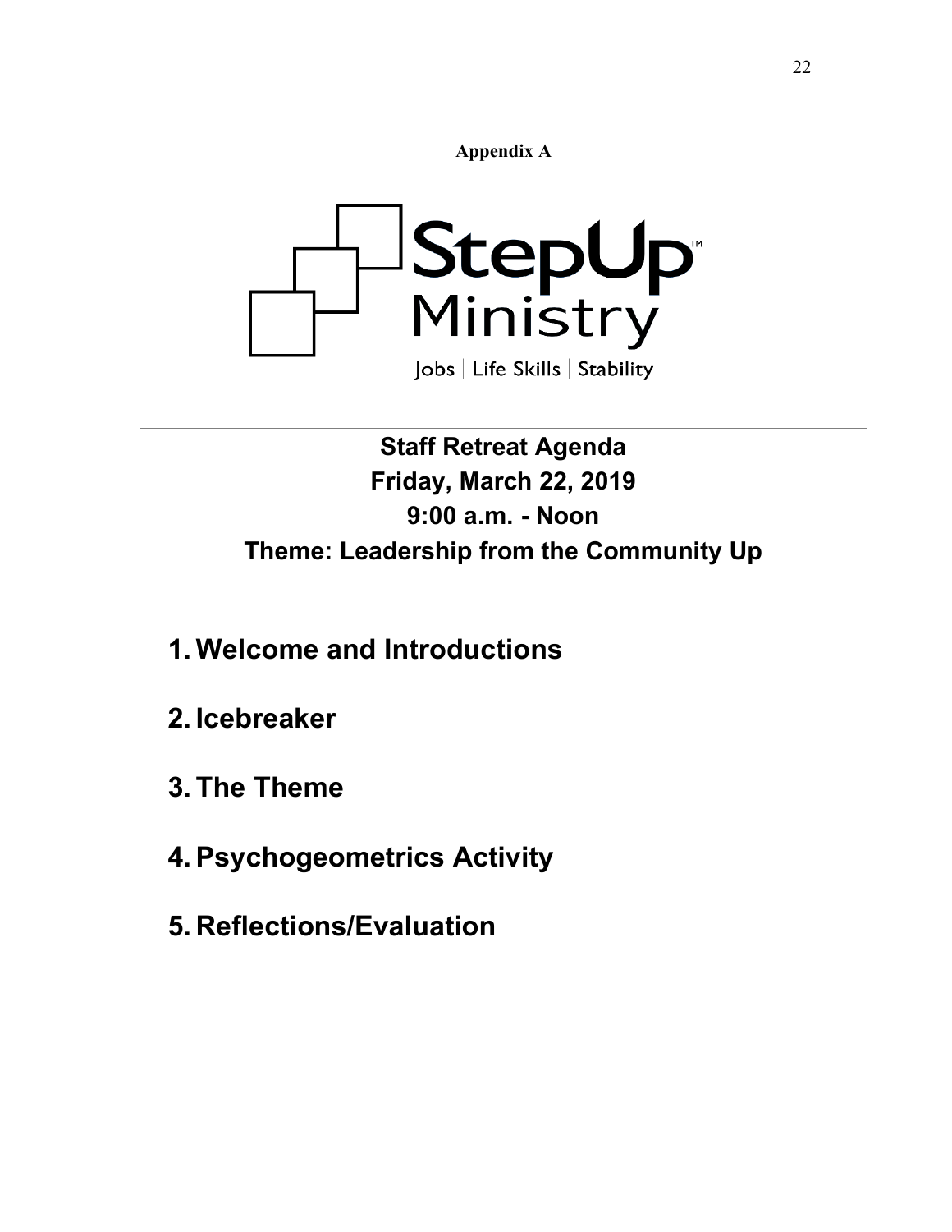**Appendix A**

StepUp™ Ministry

Jobs | Life Skills | Stability

---

**Staff Retreat Agenda**
**Friday, March 22, 2019**
**9:00 a.m. - Noon**
**Theme: Leadership from the Community Up**

---

1. **Welcome and Introductions**
2. **Icebreaker**
3. **The Theme**
4. **Psychogeometrics Activity**
5. **Reflections/Evaluation**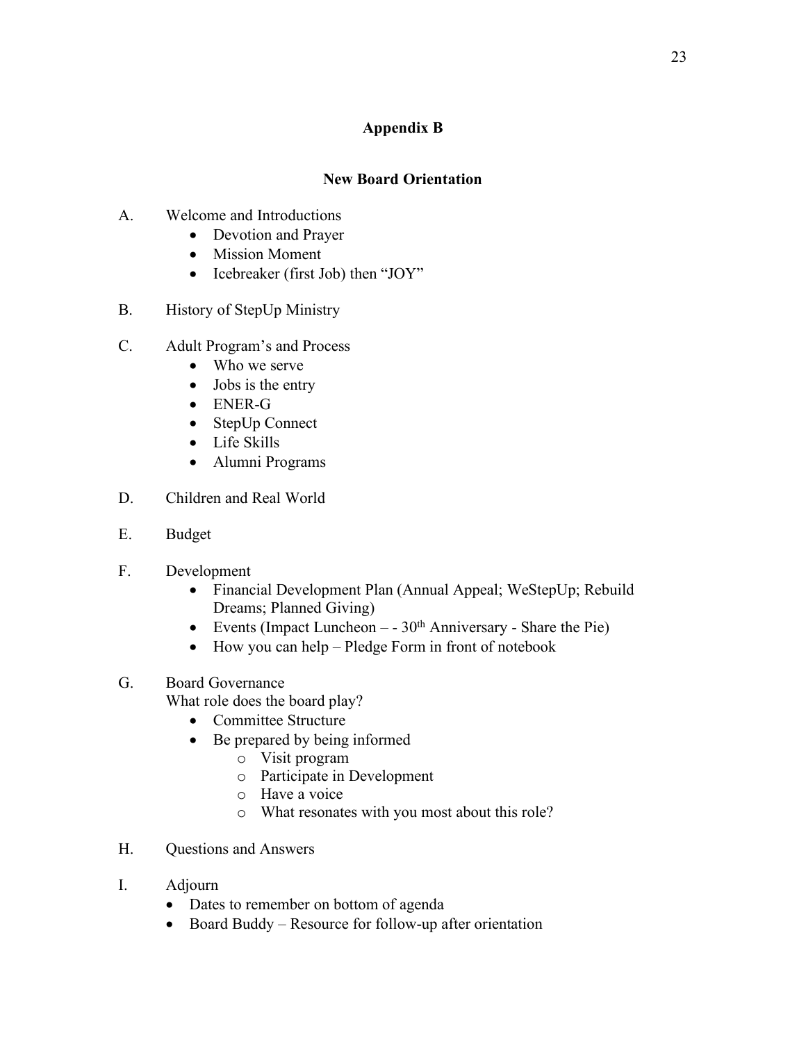## Appendix B

### New Board Orientation

A. Welcome and Introductions
   - Devotion and Prayer
   - Mission Moment
   - Icebreaker (first Job) then "JOY"

B. History of StepUp Ministry

C. Adult Program's and Process
   - Who we serve
   - Jobs is the entry
   - ENER-G
   - StepUp Connect
   - Life Skills
   - Alumni Programs

D. Children and Real World

E. Budget

F. Development
   - Financial Development Plan (Annual Appeal; WeStepUp; Rebuild Dreams; Planned Giving)
   - Events (Impact Luncheon – - 30th Anniversary - Share the Pie)
   - How you can help – Pledge Form in front of notebook

G. Board Governance
   What role does the board play?
   - Committee Structure
   - Be prepared by being informed
     - Visit program
     - Participate in Development
     - Have a voice
     - What resonates with you most about this role?

H. Questions and Answers

I. Adjourn
   - Dates to remember on bottom of agenda
   - Board Buddy – Resource for follow-up after orientation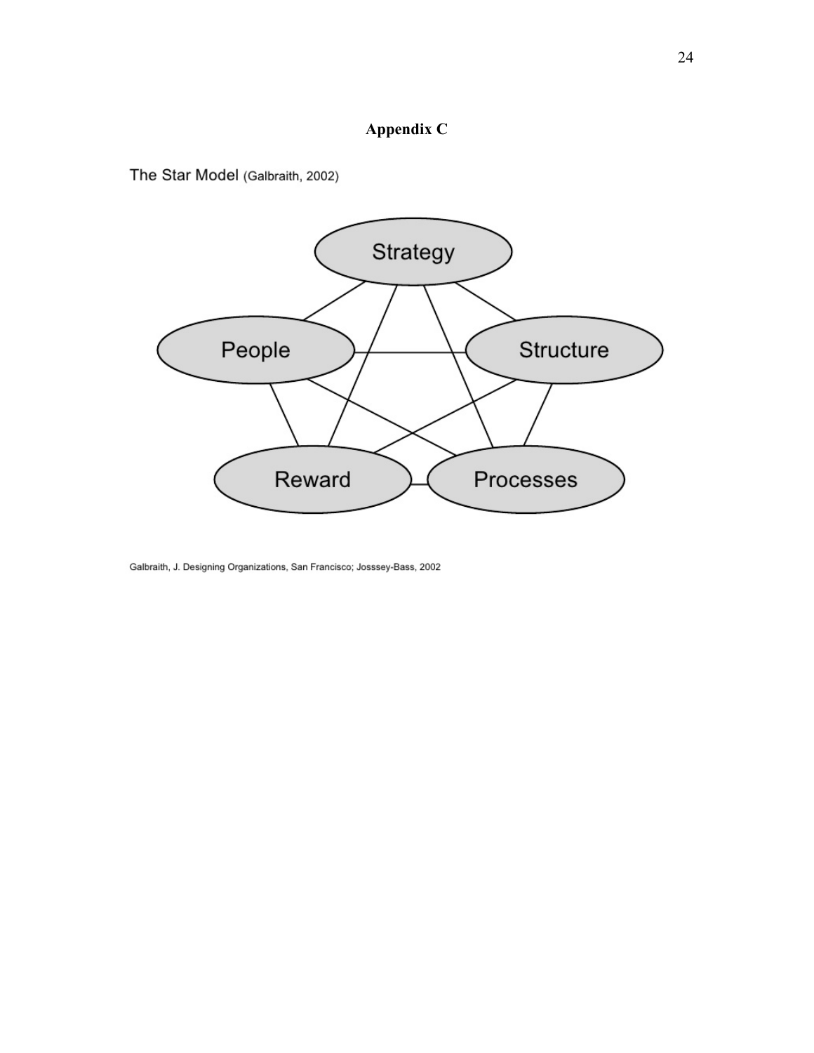# Appendix C

The Star Model (Galbraith, 2002)

Strategy

People

Structure

Reward

Processes

Galbraith, J. Designing Organizations, San Francisco; Josssey-Bass, 2002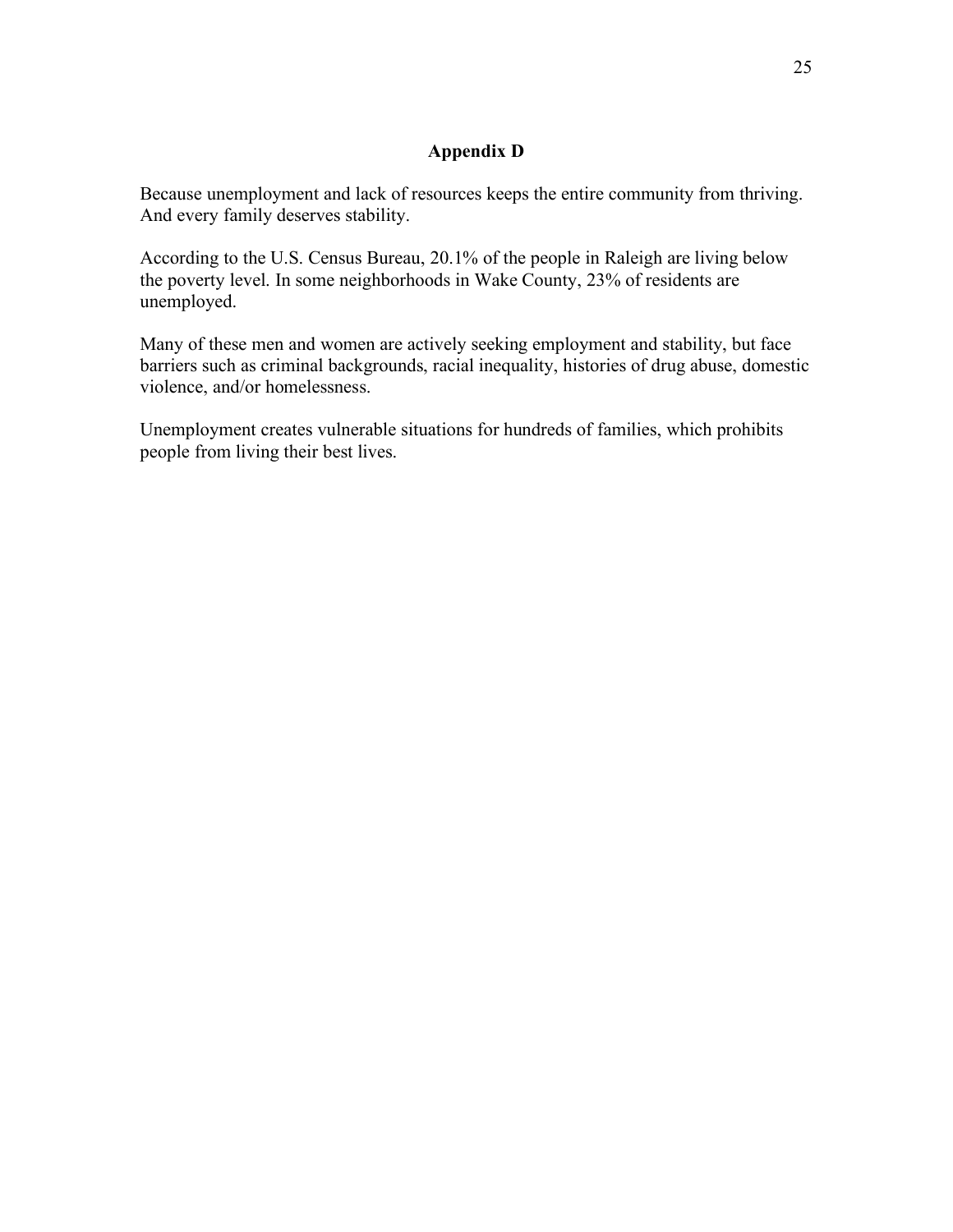## Appendix D

Because unemployment and lack of resources keeps the entire community from thriving. And every family deserves stability.

According to the U.S. Census Bureau, 20.1% of the people in Raleigh are living below the poverty level. In some neighborhoods in Wake County, 23% of residents are unemployed.

Many of these men and women are actively seeking employment and stability, but face barriers such as criminal backgrounds, racial inequality, histories of drug abuse, domestic violence, and/or homelessness.

Unemployment creates vulnerable situations for hundreds of families, which prohibits people from living their best lives.